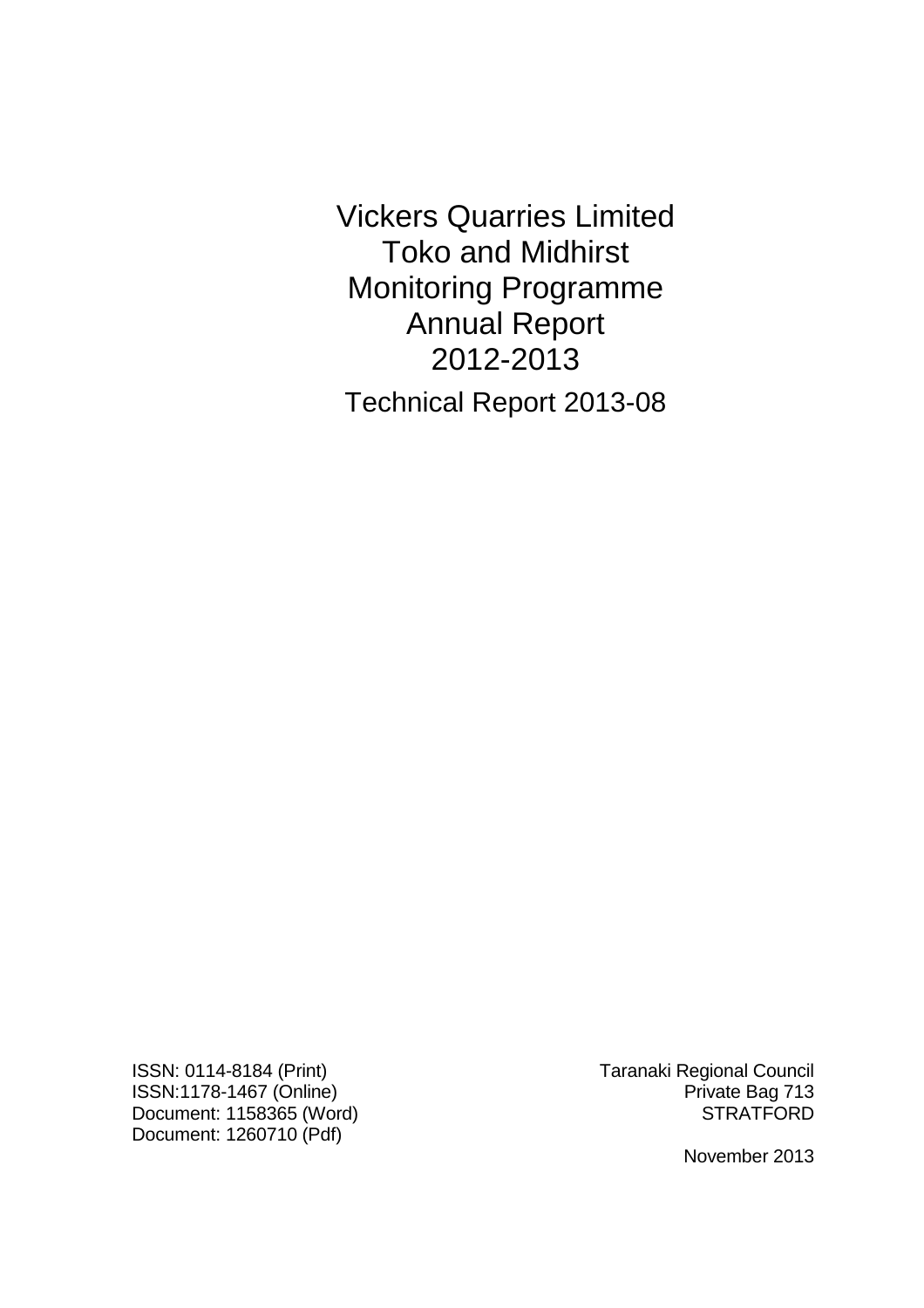# Vickers Quarries Limited
# Toko and Midhirst
# Monitoring Programme
# Annual Report
# 2012-2013

## Technical Report 2013-08

ISSN: 0114-8184 (Print)
ISSN:1178-1467 (Online)
Document: 1158365 (Word)
Document: 1260710 (Pdf)

Taranaki Regional Council
Private Bag 713
STRATFORD

November 2013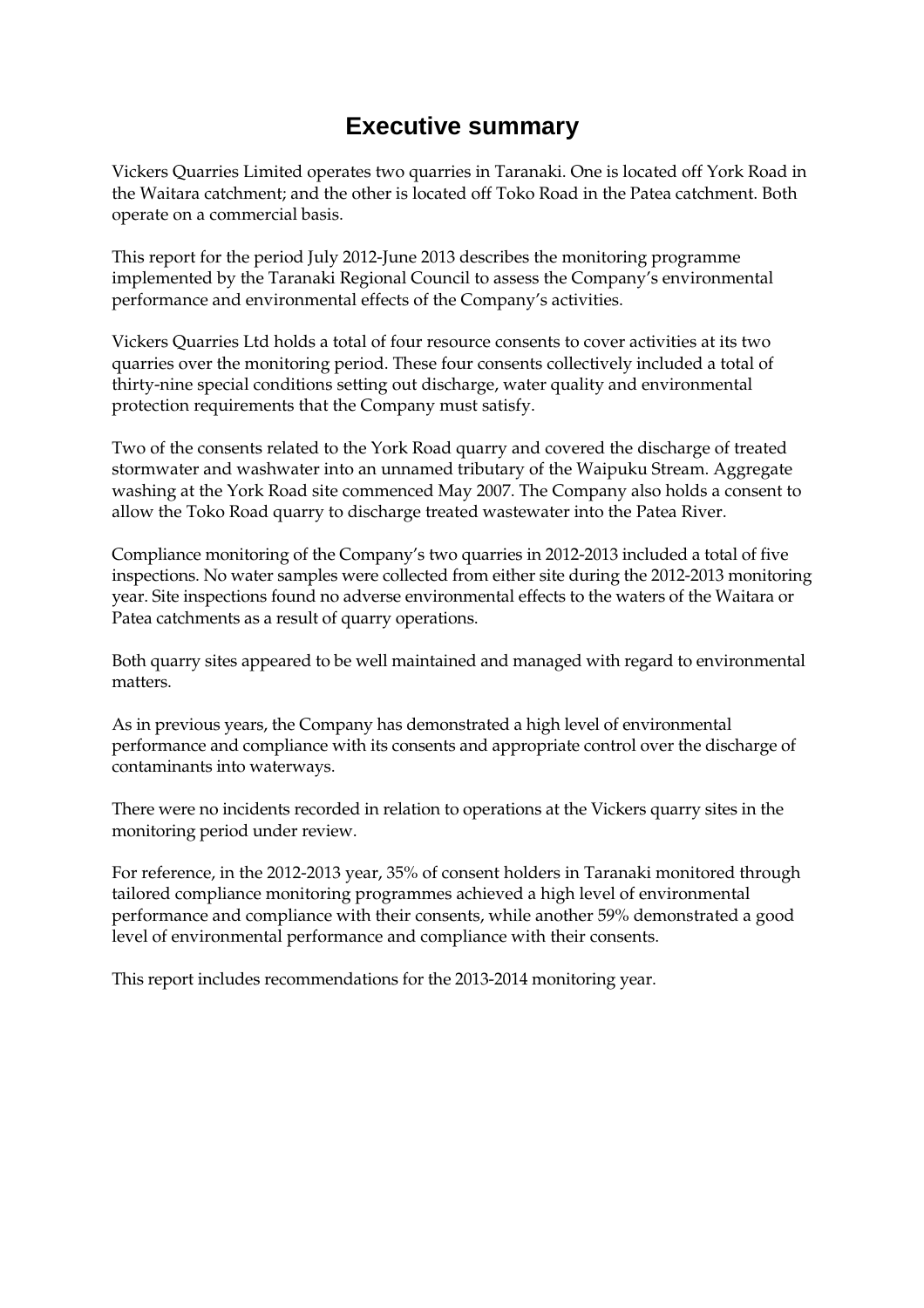# Executive summary

Vickers Quarries Limited operates two quarries in Taranaki. One is located off York Road in the Waitara catchment; and the other is located off Toko Road in the Patea catchment. Both operate on a commercial basis.

This report for the period July 2012-June 2013 describes the monitoring programme implemented by the Taranaki Regional Council to assess the Company's environmental performance and environmental effects of the Company's activities.

Vickers Quarries Ltd holds a total of four resource consents to cover activities at its two quarries over the monitoring period. These four consents collectively included a total of thirty-nine special conditions setting out discharge, water quality and environmental protection requirements that the Company must satisfy.

Two of the consents related to the York Road quarry and covered the discharge of treated stormwater and washwater into an unnamed tributary of the Waipuku Stream. Aggregate washing at the York Road site commenced May 2007. The Company also holds a consent to allow the Toko Road quarry to discharge treated wastewater into the Patea River.

Compliance monitoring of the Company's two quarries in 2012-2013 included a total of five inspections. No water samples were collected from either site during the 2012-2013 monitoring year. Site inspections found no adverse environmental effects to the waters of the Waitara or Patea catchments as a result of quarry operations.

Both quarry sites appeared to be well maintained and managed with regard to environmental matters.

As in previous years, the Company has demonstrated a high level of environmental performance and compliance with its consents and appropriate control over the discharge of contaminants into waterways.

There were no incidents recorded in relation to operations at the Vickers quarry sites in the monitoring period under review.

For reference, in the 2012-2013 year, 35% of consent holders in Taranaki monitored through tailored compliance monitoring programmes achieved a high level of environmental performance and compliance with their consents, while another 59% demonstrated a good level of environmental performance and compliance with their consents.

This report includes recommendations for the 2013-2014 monitoring year.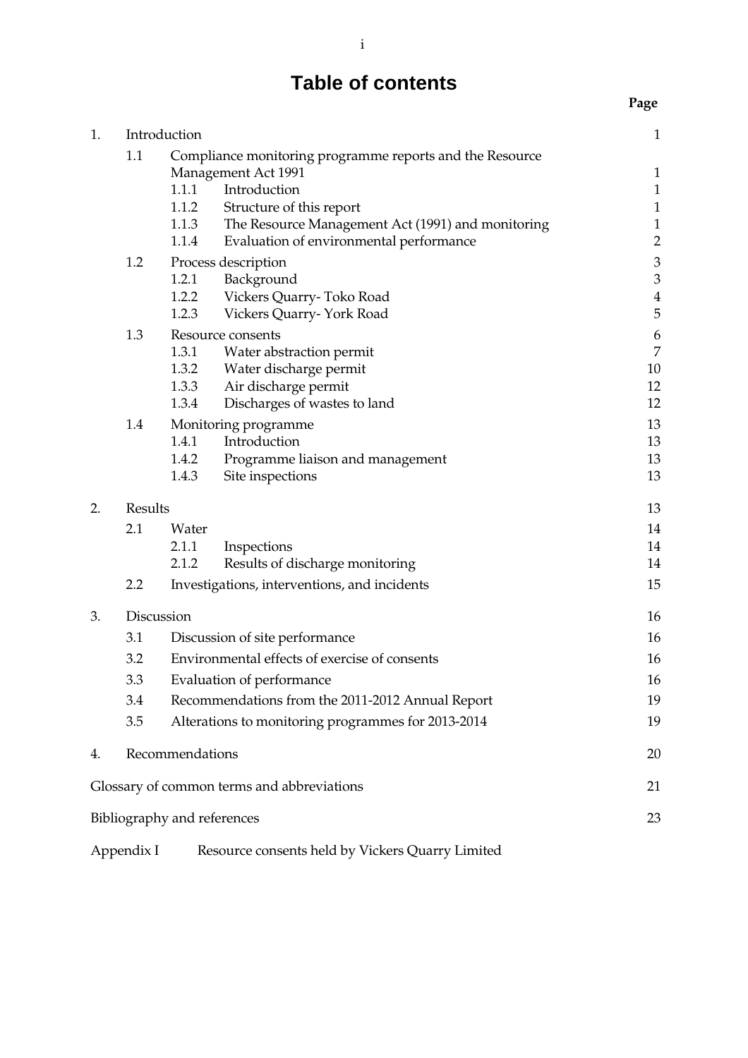# Table of contents

| | | | Page |
|---|---|---|---|
| 1. | Introduction | | 1 |
| | 1.1 | Compliance monitoring programme reports and the Resource Management Act 1991 | 1 |
| | | 1.1.1 Introduction | 1 |
| | | 1.1.2 Structure of this report | 1 |
| | | 1.1.3 The Resource Management Act (1991) and monitoring | 1 |
| | | 1.1.4 Evaluation of environmental performance | 2 |
| | 1.2 | Process description | 3 |
| | | 1.2.1 Background | 3 |
| | | 1.2.2 Vickers Quarry- Toko Road | 4 |
| | | 1.2.3 Vickers Quarry- York Road | 5 |
| | 1.3 | Resource consents | 6 |
| | | 1.3.1 Water abstraction permit | 7 |
| | | 1.3.2 Water discharge permit | 10 |
| | | 1.3.3 Air discharge permit | 12 |
| | | 1.3.4 Discharges of wastes to land | 12 |
| | 1.4 | Monitoring programme | 13 |
| | | 1.4.1 Introduction | 13 |
| | | 1.4.2 Programme liaison and management | 13 |
| | | 1.4.3 Site inspections | 13 |
| 2. | Results | | 13 |
| | 2.1 | Water | 14 |
| | | 2.1.1 Inspections | 14 |
| | | 2.1.2 Results of discharge monitoring | 14 |
| | 2.2 | Investigations, interventions, and incidents | 15 |
| 3. | Discussion | | 16 |
| | 3.1 | Discussion of site performance | 16 |
| | 3.2 | Environmental effects of exercise of consents | 16 |
| | 3.3 | Evaluation of performance | 16 |
| | 3.4 | Recommendations from the 2011-2012 Annual Report | 19 |
| | 3.5 | Alterations to monitoring programmes for 2013-2014 | 19 |
| 4. | Recommendations | | 20 |
| Glossary of common terms and abbreviations | | | 21 |
| Bibliography and references | | | 23 |
| Appendix I | Resource consents held by Vickers Quarry Limited | | |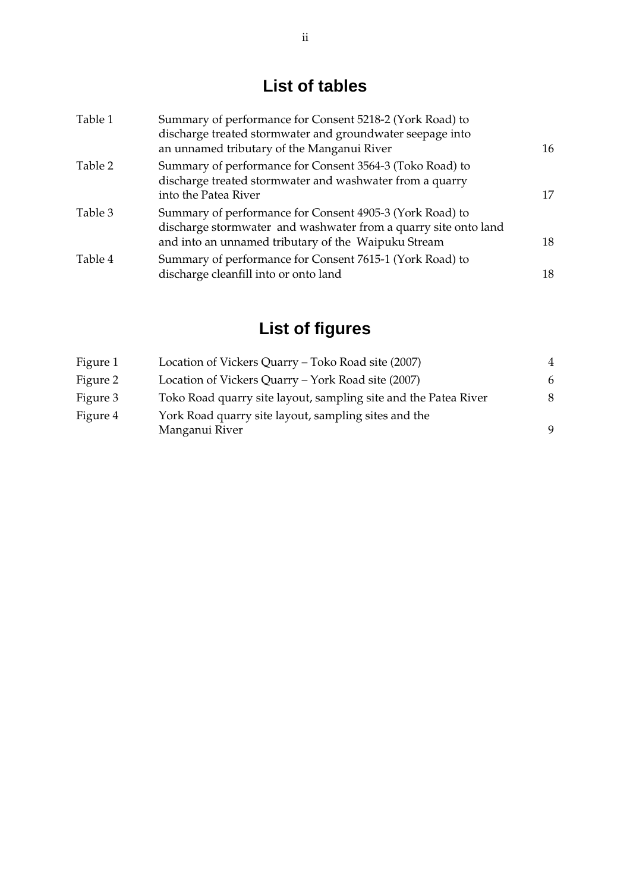# List of tables

| | | |
|---|---|---|
| Table 1 | Summary of performance for Consent 5218-2 (York Road) to discharge treated stormwater and groundwater seepage into an unnamed tributary of the Manganui River | 16 |
| Table 2 | Summary of performance for Consent 3564-3 (Toko Road) to discharge treated stormwater and washwater from a quarry into the Patea River | 17 |
| Table 3 | Summary of performance for Consent 4905-3 (York Road) to discharge stormwater and washwater from a quarry site onto land and into an unnamed tributary of the Waipuku Stream | 18 |
| Table 4 | Summary of performance for Consent 7615-1 (York Road) to discharge cleanfill into or onto land | 18 |

# List of figures

| | | |
|---|---|---|
| Figure 1 | Location of Vickers Quarry – Toko Road site (2007) | 4 |
| Figure 2 | Location of Vickers Quarry – York Road site (2007) | 6 |
| Figure 3 | Toko Road quarry site layout, sampling site and the Patea River | 8 |
| Figure 4 | York Road quarry site layout, sampling sites and the Manganui River | 9 |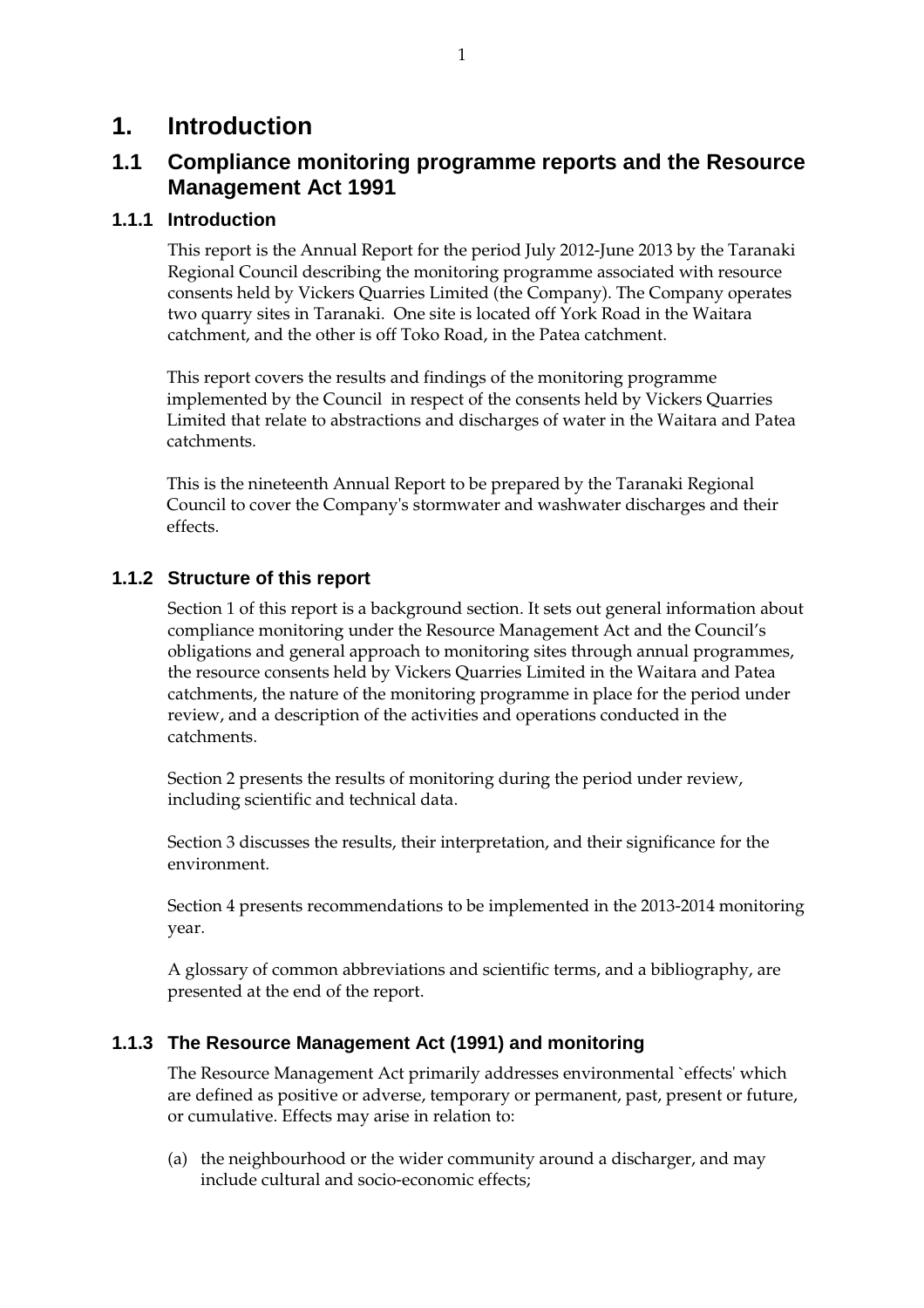# 1. Introduction

## 1.1 Compliance monitoring programme reports and the Resource Management Act 1991

### 1.1.1 Introduction

This report is the Annual Report for the period July 2012-June 2013 by the Taranaki Regional Council describing the monitoring programme associated with resource consents held by Vickers Quarries Limited (the Company). The Company operates two quarry sites in Taranaki. One site is located off York Road in the Waitara catchment, and the other is off Toko Road, in the Patea catchment.

This report covers the results and findings of the monitoring programme implemented by the Council in respect of the consents held by Vickers Quarries Limited that relate to abstractions and discharges of water in the Waitara and Patea catchments.

This is the nineteenth Annual Report to be prepared by the Taranaki Regional Council to cover the Company's stormwater and washwater discharges and their effects.

### 1.1.2 Structure of this report

Section 1 of this report is a background section. It sets out general information about compliance monitoring under the Resource Management Act and the Council's obligations and general approach to monitoring sites through annual programmes, the resource consents held by Vickers Quarries Limited in the Waitara and Patea catchments, the nature of the monitoring programme in place for the period under review, and a description of the activities and operations conducted in the catchments.

Section 2 presents the results of monitoring during the period under review, including scientific and technical data.

Section 3 discusses the results, their interpretation, and their significance for the environment.

Section 4 presents recommendations to be implemented in the 2013-2014 monitoring year.

A glossary of common abbreviations and scientific terms, and a bibliography, are presented at the end of the report.

### 1.1.3 The Resource Management Act (1991) and monitoring

The Resource Management Act primarily addresses environmental `effects' which are defined as positive or adverse, temporary or permanent, past, present or future, or cumulative. Effects may arise in relation to:

(a) the neighbourhood or the wider community around a discharger, and may include cultural and socio-economic effects;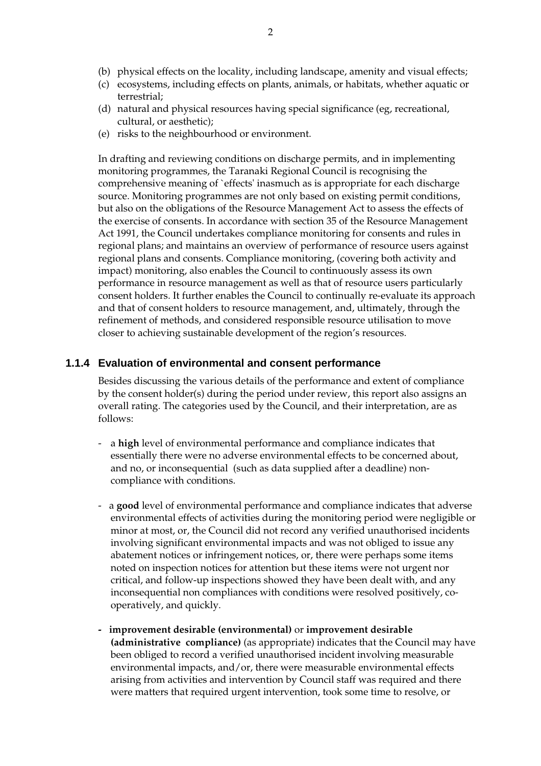(b) physical effects on the locality, including landscape, amenity and visual effects;
(c) ecosystems, including effects on plants, animals, or habitats, whether aquatic or terrestrial;
(d) natural and physical resources having special significance (eg, recreational, cultural, or aesthetic);
(e) risks to the neighbourhood or environment.

In drafting and reviewing conditions on discharge permits, and in implementing monitoring programmes, the Taranaki Regional Council is recognising the comprehensive meaning of `effects' inasmuch as is appropriate for each discharge source. Monitoring programmes are not only based on existing permit conditions, but also on the obligations of the Resource Management Act to assess the effects of the exercise of consents. In accordance with section 35 of the Resource Management Act 1991, the Council undertakes compliance monitoring for consents and rules in regional plans; and maintains an overview of performance of resource users against regional plans and consents. Compliance monitoring, (covering both activity and impact) monitoring, also enables the Council to continuously assess its own performance in resource management as well as that of resource users particularly consent holders. It further enables the Council to continually re-evaluate its approach and that of consent holders to resource management, and, ultimately, through the refinement of methods, and considered responsible resource utilisation to move closer to achieving sustainable development of the region's resources.

### 1.1.4 Evaluation of environmental and consent performance

Besides discussing the various details of the performance and extent of compliance by the consent holder(s) during the period under review, this report also assigns an overall rating. The categories used by the Council, and their interpretation, are as follows:

- a **high** level of environmental performance and compliance indicates that essentially there were no adverse environmental effects to be concerned about, and no, or inconsequential (such as data supplied after a deadline) non-compliance with conditions.

- a **good** level of environmental performance and compliance indicates that adverse environmental effects of activities during the monitoring period were negligible or minor at most, or, the Council did not record any verified unauthorised incidents involving significant environmental impacts and was not obliged to issue any abatement notices or infringement notices, or, there were perhaps some items noted on inspection notices for attention but these items were not urgent nor critical, and follow-up inspections showed they have been dealt with, and any inconsequential non compliances with conditions were resolved positively, co-operatively, and quickly.

- **improvement desirable (environmental)** or **improvement desirable (administrative compliance)** (as appropriate) indicates that the Council may have been obliged to record a verified unauthorised incident involving measurable environmental impacts, and/or, there were measurable environmental effects arising from activities and intervention by Council staff was required and there were matters that required urgent intervention, took some time to resolve, or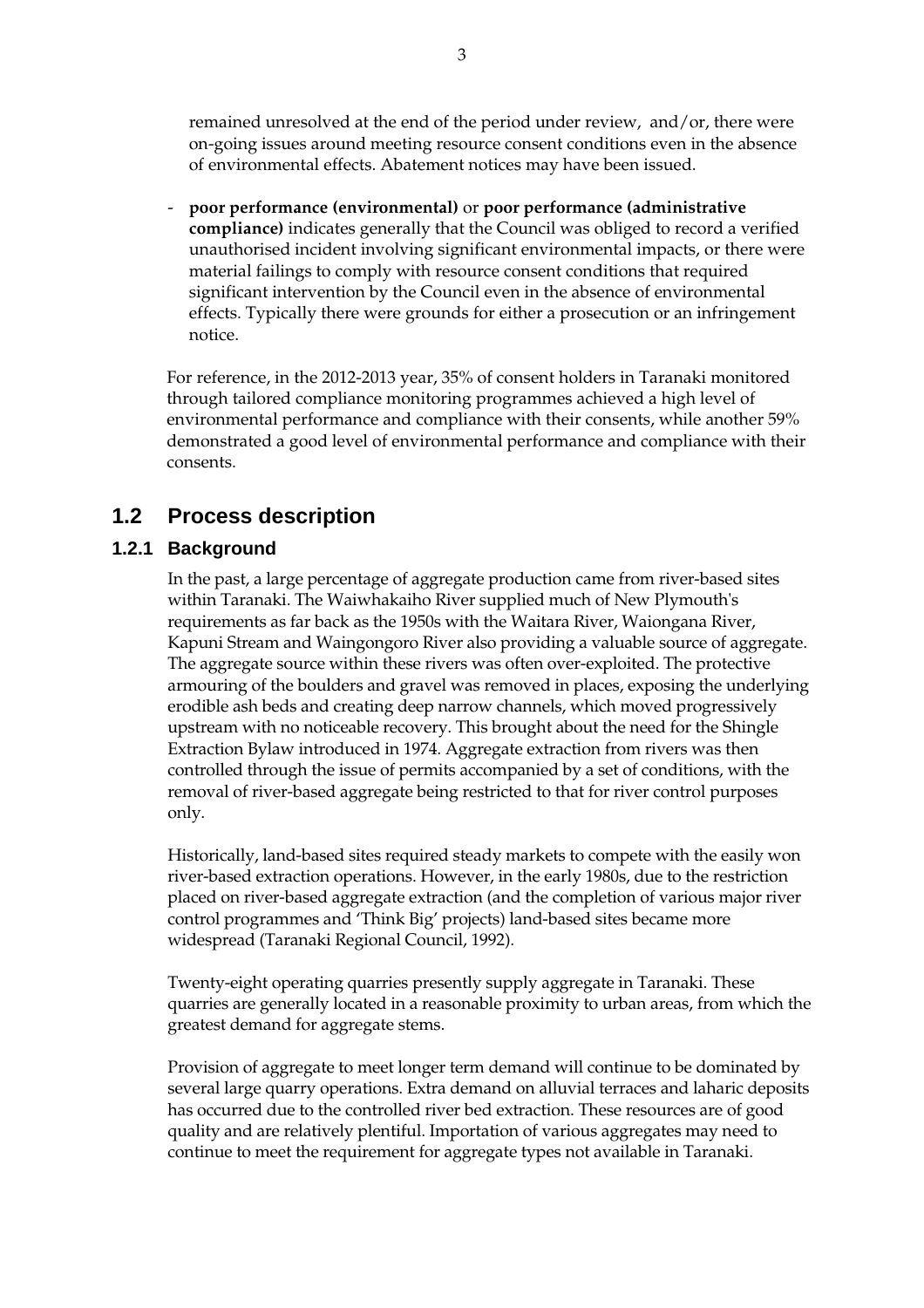remained unresolved at the end of the period under review, and/or, there were on-going issues around meeting resource consent conditions even in the absence of environmental effects. Abatement notices may have been issued.

- **poor performance (environmental)** or **poor performance (administrative compliance)** indicates generally that the Council was obliged to record a verified unauthorised incident involving significant environmental impacts, or there were material failings to comply with resource consent conditions that required significant intervention by the Council even in the absence of environmental effects. Typically there were grounds for either a prosecution or an infringement notice.

For reference, in the 2012-2013 year, 35% of consent holders in Taranaki monitored through tailored compliance monitoring programmes achieved a high level of environmental performance and compliance with their consents, while another 59% demonstrated a good level of environmental performance and compliance with their consents.

## 1.2 Process description

### 1.2.1 Background

In the past, a large percentage of aggregate production came from river-based sites within Taranaki. The Waiwhakaiho River supplied much of New Plymouth's requirements as far back as the 1950s with the Waitara River, Waiongana River, Kapuni Stream and Waingongoro River also providing a valuable source of aggregate. The aggregate source within these rivers was often over-exploited. The protective armouring of the boulders and gravel was removed in places, exposing the underlying erodible ash beds and creating deep narrow channels, which moved progressively upstream with no noticeable recovery. This brought about the need for the Shingle Extraction Bylaw introduced in 1974. Aggregate extraction from rivers was then controlled through the issue of permits accompanied by a set of conditions, with the removal of river-based aggregate being restricted to that for river control purposes only.

Historically, land-based sites required steady markets to compete with the easily won river-based extraction operations. However, in the early 1980s, due to the restriction placed on river-based aggregate extraction (and the completion of various major river control programmes and 'Think Big' projects) land-based sites became more widespread (Taranaki Regional Council, 1992).

Twenty-eight operating quarries presently supply aggregate in Taranaki. These quarries are generally located in a reasonable proximity to urban areas, from which the greatest demand for aggregate stems.

Provision of aggregate to meet longer term demand will continue to be dominated by several large quarry operations. Extra demand on alluvial terraces and laharic deposits has occurred due to the controlled river bed extraction. These resources are of good quality and are relatively plentiful. Importation of various aggregates may need to continue to meet the requirement for aggregate types not available in Taranaki.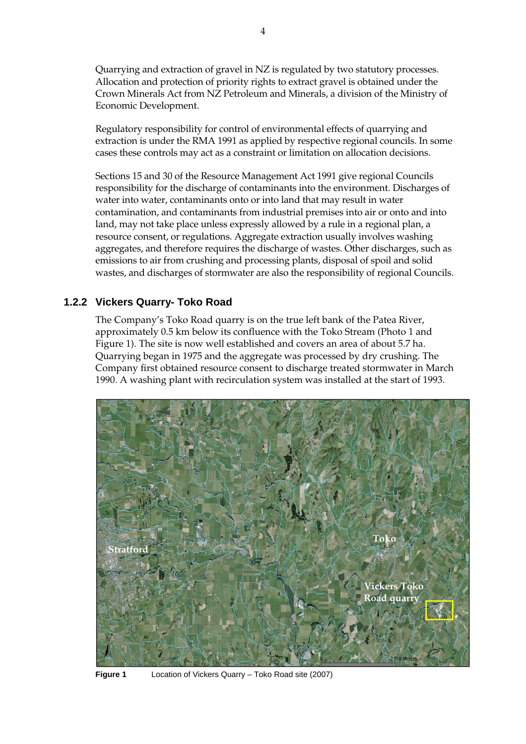Quarrying and extraction of gravel in NZ is regulated by two statutory processes. Allocation and protection of priority rights to extract gravel is obtained under the Crown Minerals Act from NZ Petroleum and Minerals, a division of the Ministry of Economic Development.

Regulatory responsibility for control of environmental effects of quarrying and extraction is under the RMA 1991 as applied by respective regional councils. In some cases these controls may act as a constraint or limitation on allocation decisions.

Sections 15 and 30 of the Resource Management Act 1991 give regional Councils responsibility for the discharge of contaminants into the environment. Discharges of water into water, contaminants onto or into land that may result in water contamination, and contaminants from industrial premises into air or onto and into land, may not take place unless expressly allowed by a rule in a regional plan, a resource consent, or regulations. Aggregate extraction usually involves washing aggregates, and therefore requires the discharge of wastes. Other discharges, such as emissions to air from crushing and processing plants, disposal of spoil and solid wastes, and discharges of stormwater are also the responsibility of regional Councils.

### 1.2.2 Vickers Quarry- Toko Road

The Company's Toko Road quarry is on the true left bank of the Patea River, approximately 0.5 km below its confluence with the Toko Stream (Photo 1 and Figure 1). The site is now well established and covers an area of about 5.7 ha. Quarrying began in 1975 and the aggregate was processed by dry crushing. The Company first obtained resource consent to discharge treated stormwater in March 1990. A washing plant with recirculation system was installed at the start of 1993.

**Figure 1** Location of Vickers Quarry – Toko Road site (2007)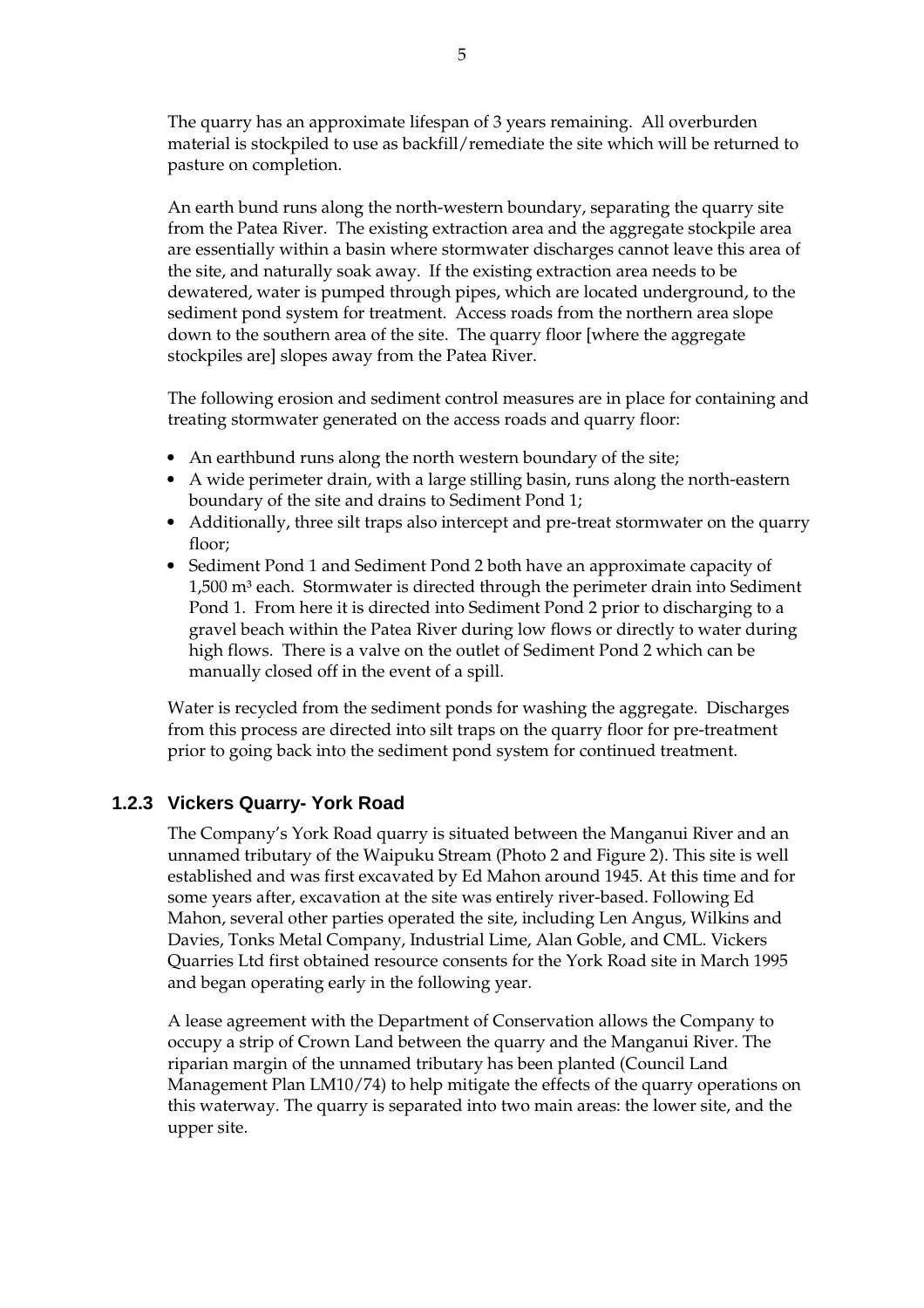The quarry has an approximate lifespan of 3 years remaining. All overburden material is stockpiled to use as backfill/remediate the site which will be returned to pasture on completion.

An earth bund runs along the north-western boundary, separating the quarry site from the Patea River. The existing extraction area and the aggregate stockpile area are essentially within a basin where stormwater discharges cannot leave this area of the site, and naturally soak away. If the existing extraction area needs to be dewatered, water is pumped through pipes, which are located underground, to the sediment pond system for treatment. Access roads from the northern area slope down to the southern area of the site. The quarry floor [where the aggregate stockpiles are] slopes away from the Patea River.

The following erosion and sediment control measures are in place for containing and treating stormwater generated on the access roads and quarry floor:

- An earthbund runs along the north western boundary of the site;
- A wide perimeter drain, with a large stilling basin, runs along the north-eastern boundary of the site and drains to Sediment Pond 1;
- Additionally, three silt traps also intercept and pre-treat stormwater on the quarry floor;
- Sediment Pond 1 and Sediment Pond 2 both have an approximate capacity of 1,500 $m^3$ each. Stormwater is directed through the perimeter drain into Sediment Pond 1. From here it is directed into Sediment Pond 2 prior to discharging to a gravel beach within the Patea River during low flows or directly to water during high flows. There is a valve on the outlet of Sediment Pond 2 which can be manually closed off in the event of a spill.

Water is recycled from the sediment ponds for washing the aggregate. Discharges from this process are directed into silt traps on the quarry floor for pre-treatment prior to going back into the sediment pond system for continued treatment.

### 1.2.3 Vickers Quarry- York Road

The Company's York Road quarry is situated between the Manganui River and an unnamed tributary of the Waipuku Stream (Photo 2 and Figure 2). This site is well established and was first excavated by Ed Mahon around 1945. At this time and for some years after, excavation at the site was entirely river-based. Following Ed Mahon, several other parties operated the site, including Len Angus, Wilkins and Davies, Tonks Metal Company, Industrial Lime, Alan Goble, and CML. Vickers Quarries Ltd first obtained resource consents for the York Road site in March 1995 and began operating early in the following year.

A lease agreement with the Department of Conservation allows the Company to occupy a strip of Crown Land between the quarry and the Manganui River. The riparian margin of the unnamed tributary has been planted (Council Land Management Plan LM10/74) to help mitigate the effects of the quarry operations on this waterway. The quarry is separated into two main areas: the lower site, and the upper site.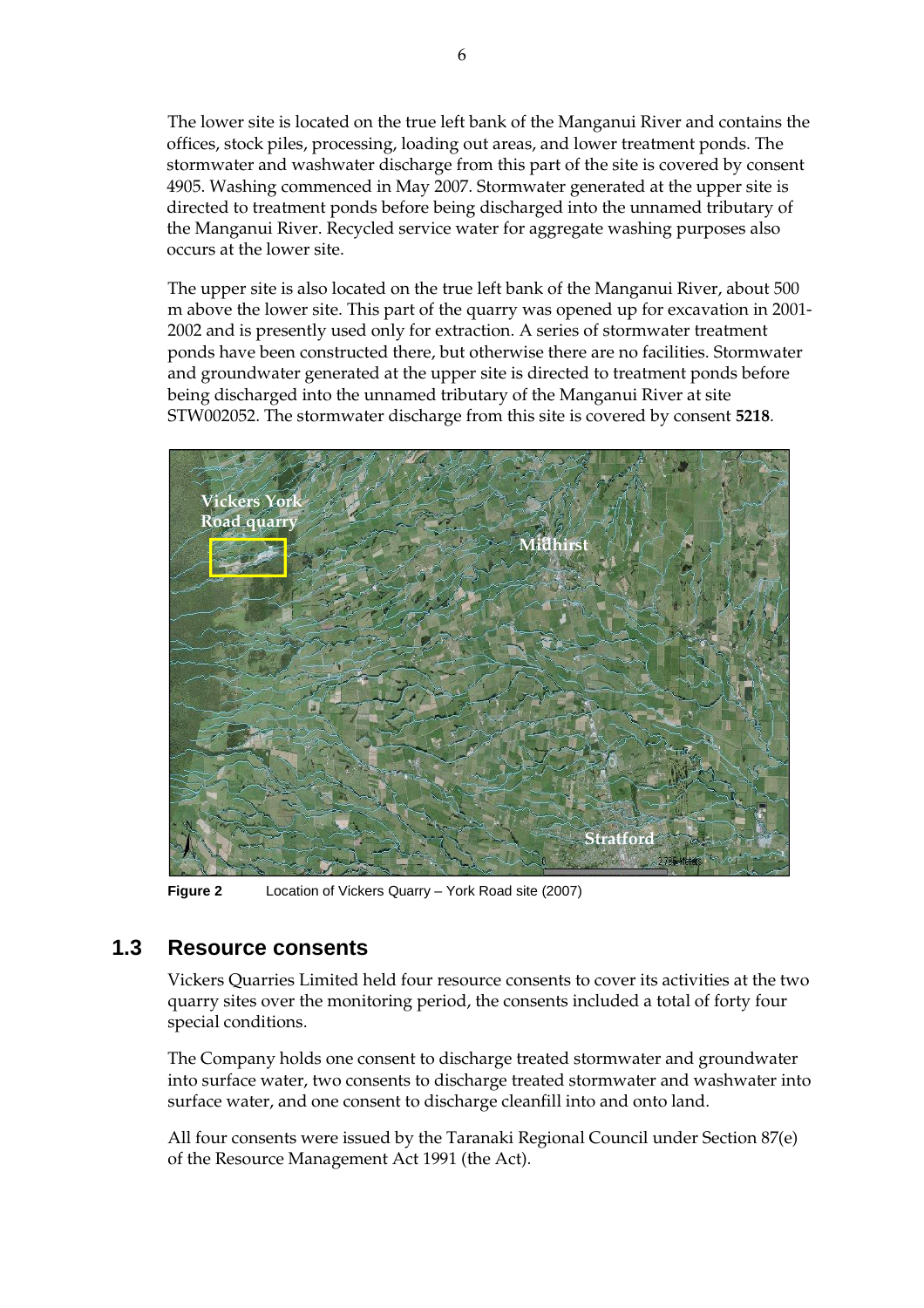The lower site is located on the true left bank of the Manganui River and contains the offices, stock piles, processing, loading out areas, and lower treatment ponds. The stormwater and washwater discharge from this part of the site is covered by consent 4905. Washing commenced in May 2007. Stormwater generated at the upper site is directed to treatment ponds before being discharged into the unnamed tributary of the Manganui River. Recycled service water for aggregate washing purposes also occurs at the lower site.

The upper site is also located on the true left bank of the Manganui River, about 500 m above the lower site. This part of the quarry was opened up for excavation in 2001-2002 and is presently used only for extraction. A series of stormwater treatment ponds have been constructed there, but otherwise there are no facilities. Stormwater and groundwater generated at the upper site is directed to treatment ponds before being discharged into the unnamed tributary of the Manganui River at site STW002052. The stormwater discharge from this site is covered by consent **5218**.

**Figure 2** Location of Vickers Quarry – York Road site (2007)

## 1.3 Resource consents

Vickers Quarries Limited held four resource consents to cover its activities at the two quarry sites over the monitoring period, the consents included a total of forty four special conditions.

The Company holds one consent to discharge treated stormwater and groundwater into surface water, two consents to discharge treated stormwater and washwater into surface water, and one consent to discharge cleanfill into and onto land.

All four consents were issued by the Taranaki Regional Council under Section 87(e) of the Resource Management Act 1991 (the Act).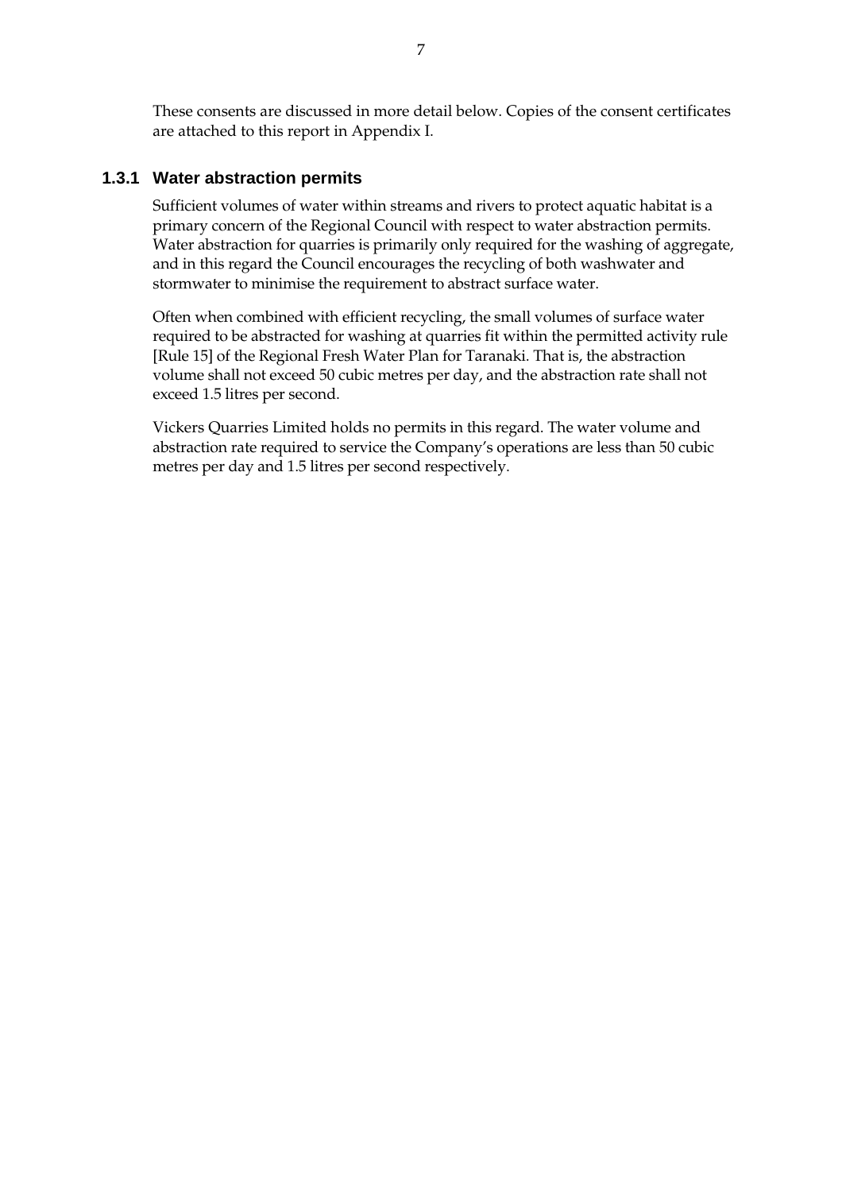These consents are discussed in more detail below. Copies of the consent certificates are attached to this report in Appendix I.

### 1.3.1 Water abstraction permits

Sufficient volumes of water within streams and rivers to protect aquatic habitat is a primary concern of the Regional Council with respect to water abstraction permits. Water abstraction for quarries is primarily only required for the washing of aggregate, and in this regard the Council encourages the recycling of both washwater and stormwater to minimise the requirement to abstract surface water.

Often when combined with efficient recycling, the small volumes of surface water required to be abstracted for washing at quarries fit within the permitted activity rule [Rule 15] of the Regional Fresh Water Plan for Taranaki. That is, the abstraction volume shall not exceed 50 cubic metres per day, and the abstraction rate shall not exceed 1.5 litres per second.

Vickers Quarries Limited holds no permits in this regard. The water volume and abstraction rate required to service the Company's operations are less than 50 cubic metres per day and 1.5 litres per second respectively.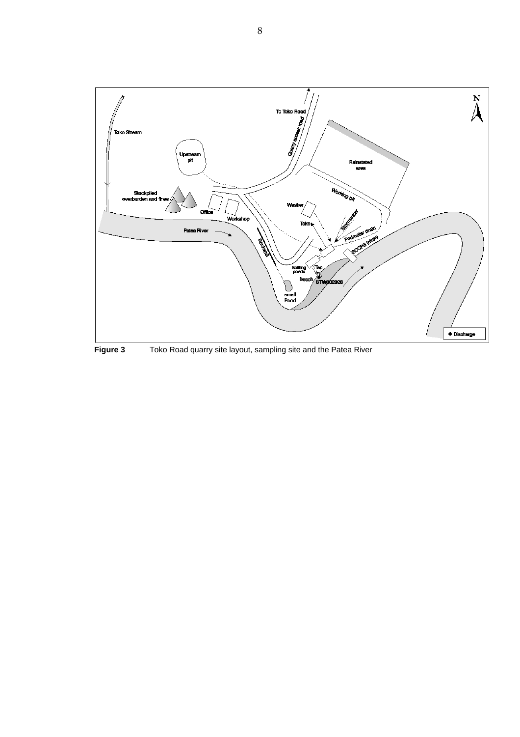**Figure 3** Toko Road quarry site layout, sampling site and the Patea River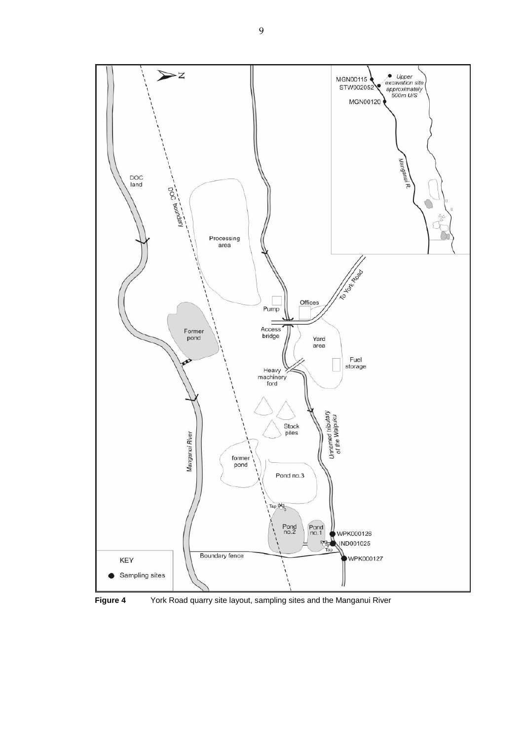**Figure 4** York Road quarry site layout, sampling sites and the Manganui River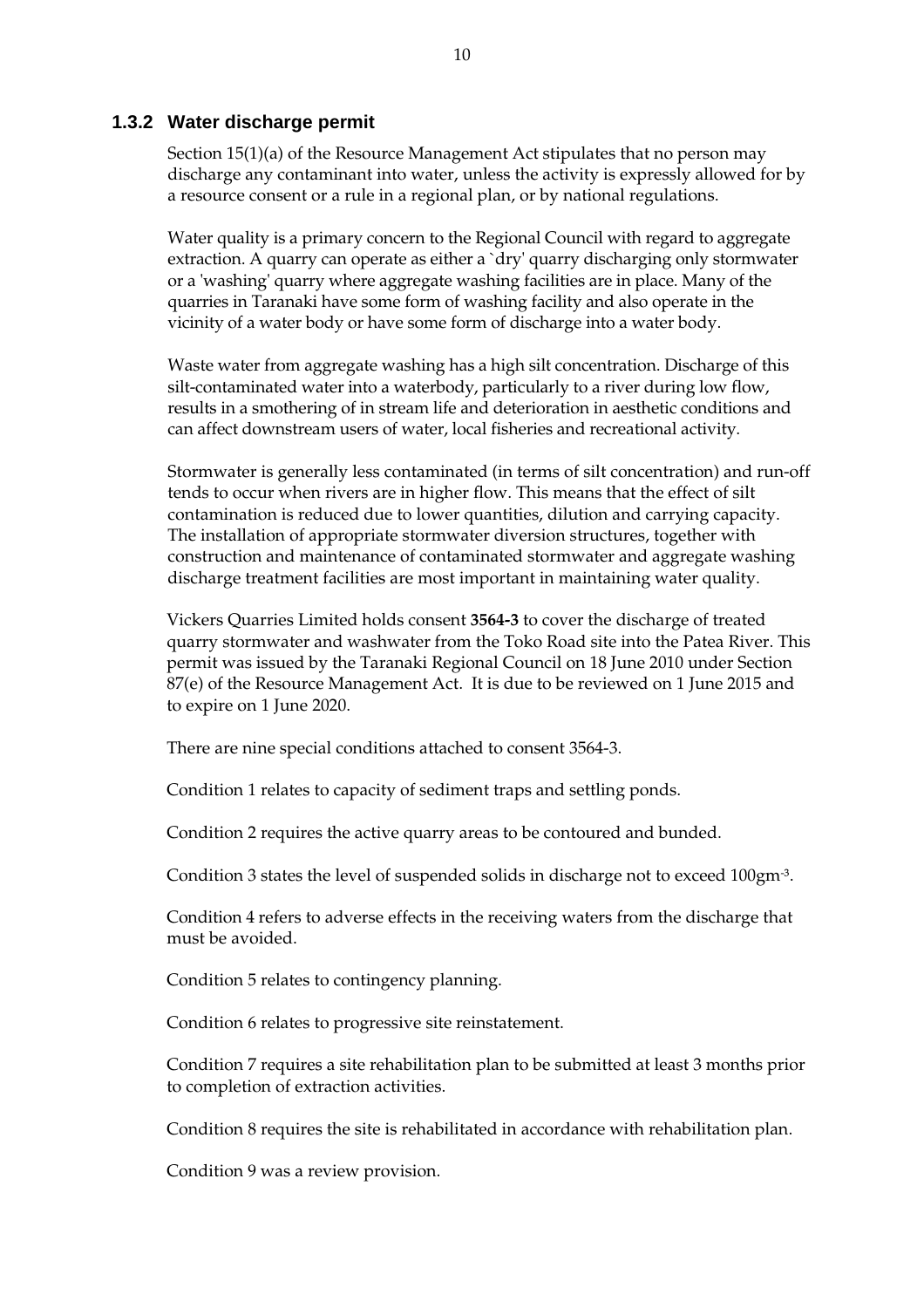### 1.3.2 Water discharge permit

Section 15(1)(a) of the Resource Management Act stipulates that no person may discharge any contaminant into water, unless the activity is expressly allowed for by a resource consent or a rule in a regional plan, or by national regulations.

Water quality is a primary concern to the Regional Council with regard to aggregate extraction. A quarry can operate as either a `dry' quarry discharging only stormwater or a 'washing' quarry where aggregate washing facilities are in place. Many of the quarries in Taranaki have some form of washing facility and also operate in the vicinity of a water body or have some form of discharge into a water body.

Waste water from aggregate washing has a high silt concentration. Discharge of this silt-contaminated water into a waterbody, particularly to a river during low flow, results in a smothering of in stream life and deterioration in aesthetic conditions and can affect downstream users of water, local fisheries and recreational activity.

Stormwater is generally less contaminated (in terms of silt concentration) and run-off tends to occur when rivers are in higher flow. This means that the effect of silt contamination is reduced due to lower quantities, dilution and carrying capacity. The installation of appropriate stormwater diversion structures, together with construction and maintenance of contaminated stormwater and aggregate washing discharge treatment facilities are most important in maintaining water quality.

Vickers Quarries Limited holds consent **3564-3** to cover the discharge of treated quarry stormwater and washwater from the Toko Road site into the Patea River. This permit was issued by the Taranaki Regional Council on 18 June 2010 under Section 87(e) of the Resource Management Act. It is due to be reviewed on 1 June 2015 and to expire on 1 June 2020.

There are nine special conditions attached to consent 3564-3.

Condition 1 relates to capacity of sediment traps and settling ponds.

Condition 2 requires the active quarry areas to be contoured and bunded.

Condition 3 states the level of suspended solids in discharge not to exceed $100gm^{-3}$.

Condition 4 refers to adverse effects in the receiving waters from the discharge that must be avoided.

Condition 5 relates to contingency planning.

Condition 6 relates to progressive site reinstatement.

Condition 7 requires a site rehabilitation plan to be submitted at least 3 months prior to completion of extraction activities.

Condition 8 requires the site is rehabilitated in accordance with rehabilitation plan.

Condition 9 was a review provision.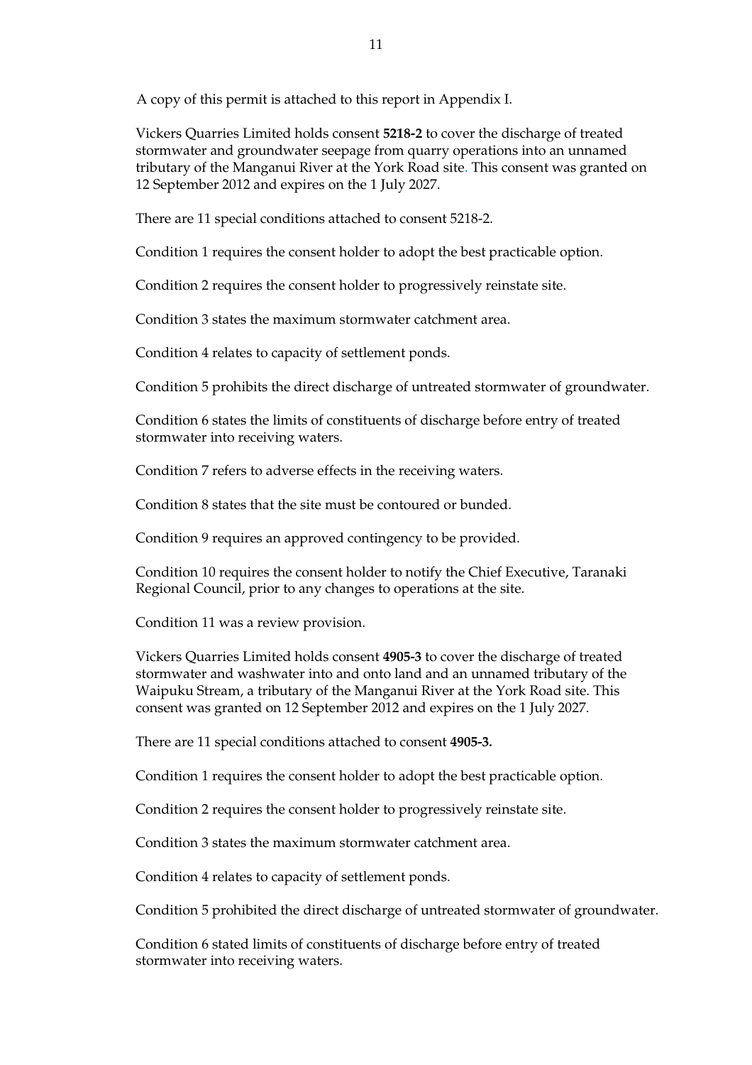A copy of this permit is attached to this report in Appendix I.

Vickers Quarries Limited holds consent **5218-2** to cover the discharge of treated stormwater and groundwater seepage from quarry operations into an unnamed tributary of the Manganui River at the York Road site. This consent was granted on 12 September 2012 and expires on the 1 July 2027.

There are 11 special conditions attached to consent 5218-2.

Condition 1 requires the consent holder to adopt the best practicable option.

Condition 2 requires the consent holder to progressively reinstate site.

Condition 3 states the maximum stormwater catchment area.

Condition 4 relates to capacity of settlement ponds.

Condition 5 prohibits the direct discharge of untreated stormwater of groundwater.

Condition 6 states the limits of constituents of discharge before entry of treated stormwater into receiving waters.

Condition 7 refers to adverse effects in the receiving waters.

Condition 8 states that the site must be contoured or bunded.

Condition 9 requires an approved contingency to be provided.

Condition 10 requires the consent holder to notify the Chief Executive, Taranaki Regional Council, prior to any changes to operations at the site.

Condition 11 was a review provision.

Vickers Quarries Limited holds consent **4905-3** to cover the discharge of treated stormwater and washwater into and onto land and an unnamed tributary of the Waipuku Stream, a tributary of the Manganui River at the York Road site. This consent was granted on 12 September 2012 and expires on the 1 July 2027.

There are 11 special conditions attached to consent **4905-3.**

Condition 1 requires the consent holder to adopt the best practicable option.

Condition 2 requires the consent holder to progressively reinstate site.

Condition 3 states the maximum stormwater catchment area.

Condition 4 relates to capacity of settlement ponds.

Condition 5 prohibited the direct discharge of untreated stormwater of groundwater.

Condition 6 stated limits of constituents of discharge before entry of treated stormwater into receiving waters.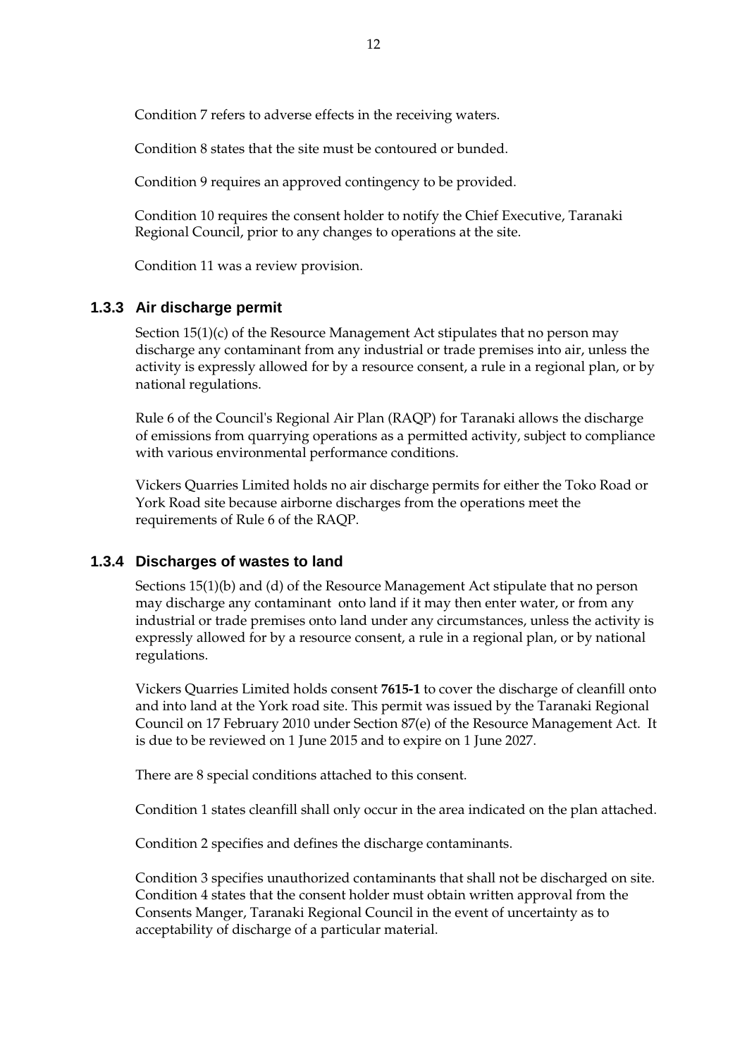Condition 7 refers to adverse effects in the receiving waters.

Condition 8 states that the site must be contoured or bunded.

Condition 9 requires an approved contingency to be provided.

Condition 10 requires the consent holder to notify the Chief Executive, Taranaki Regional Council, prior to any changes to operations at the site.

Condition 11 was a review provision.

### 1.3.3 Air discharge permit

Section 15(1)(c) of the Resource Management Act stipulates that no person may discharge any contaminant from any industrial or trade premises into air, unless the activity is expressly allowed for by a resource consent, a rule in a regional plan, or by national regulations.

Rule 6 of the Council's Regional Air Plan (RAQP) for Taranaki allows the discharge of emissions from quarrying operations as a permitted activity, subject to compliance with various environmental performance conditions.

Vickers Quarries Limited holds no air discharge permits for either the Toko Road or York Road site because airborne discharges from the operations meet the requirements of Rule 6 of the RAQP.

### 1.3.4 Discharges of wastes to land

Sections 15(1)(b) and (d) of the Resource Management Act stipulate that no person may discharge any contaminant onto land if it may then enter water, or from any industrial or trade premises onto land under any circumstances, unless the activity is expressly allowed for by a resource consent, a rule in a regional plan, or by national regulations.

Vickers Quarries Limited holds consent **7615-1** to cover the discharge of cleanfill onto and into land at the York road site. This permit was issued by the Taranaki Regional Council on 17 February 2010 under Section 87(e) of the Resource Management Act. It is due to be reviewed on 1 June 2015 and to expire on 1 June 2027.

There are 8 special conditions attached to this consent.

Condition 1 states cleanfill shall only occur in the area indicated on the plan attached.

Condition 2 specifies and defines the discharge contaminants.

Condition 3 specifies unauthorized contaminants that shall not be discharged on site.
Condition 4 states that the consent holder must obtain written approval from the Consents Manger, Taranaki Regional Council in the event of uncertainty as to acceptability of discharge of a particular material.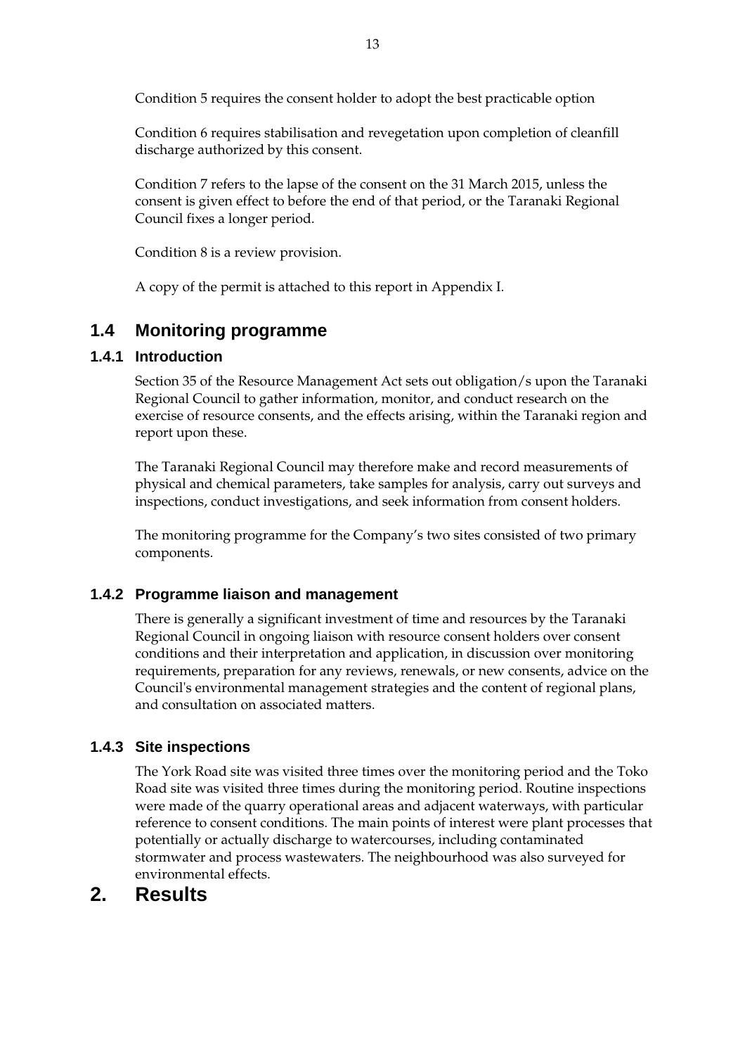Condition 5 requires the consent holder to adopt the best practicable option

Condition 6 requires stabilisation and revegetation upon completion of cleanfill discharge authorized by this consent.

Condition 7 refers to the lapse of the consent on the 31 March 2015, unless the consent is given effect to before the end of that period, or the Taranaki Regional Council fixes a longer period.

Condition 8 is a review provision.

A copy of the permit is attached to this report in Appendix I.

## 1.4 Monitoring programme

### 1.4.1 Introduction

Section 35 of the Resource Management Act sets out obligation/s upon the Taranaki Regional Council to gather information, monitor, and conduct research on the exercise of resource consents, and the effects arising, within the Taranaki region and report upon these.

The Taranaki Regional Council may therefore make and record measurements of physical and chemical parameters, take samples for analysis, carry out surveys and inspections, conduct investigations, and seek information from consent holders.

The monitoring programme for the Company's two sites consisted of two primary components.

### 1.4.2 Programme liaison and management

There is generally a significant investment of time and resources by the Taranaki Regional Council in ongoing liaison with resource consent holders over consent conditions and their interpretation and application, in discussion over monitoring requirements, preparation for any reviews, renewals, or new consents, advice on the Council's environmental management strategies and the content of regional plans, and consultation on associated matters.

### 1.4.3 Site inspections

The York Road site was visited three times over the monitoring period and the Toko Road site was visited three times during the monitoring period. Routine inspections were made of the quarry operational areas and adjacent waterways, with particular reference to consent conditions. The main points of interest were plant processes that potentially or actually discharge to watercourses, including contaminated stormwater and process wastewaters. The neighbourhood was also surveyed for environmental effects.

# 2. Results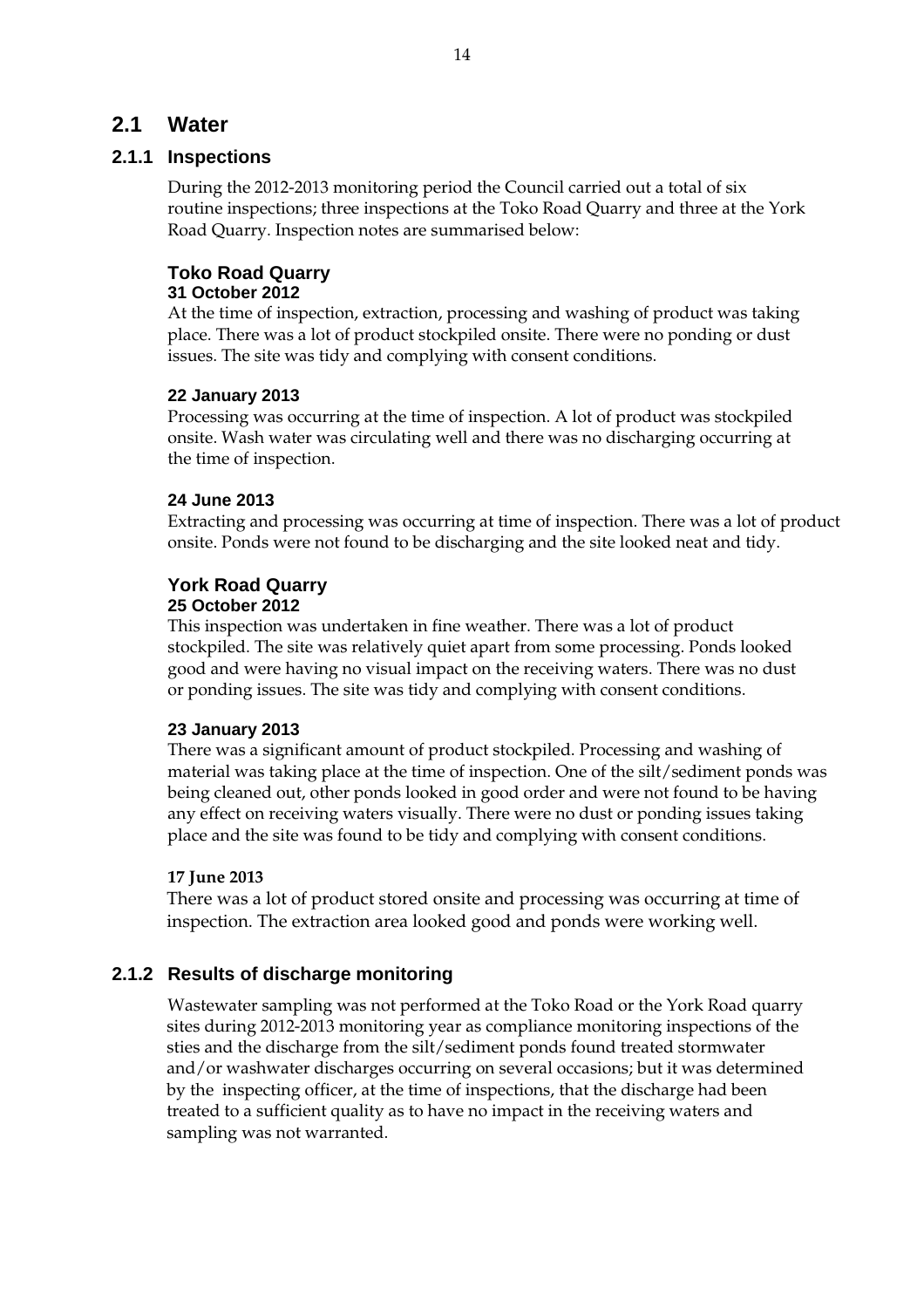## 2.1 Water

### 2.1.1 Inspections

During the 2012-2013 monitoring period the Council carried out a total of six routine inspections; three inspections at the Toko Road Quarry and three at the York Road Quarry. Inspection notes are summarised below:

#### Toko Road Quarry

**31 October 2012**

At the time of inspection, extraction, processing and washing of product was taking place. There was a lot of product stockpiled onsite. There were no ponding or dust issues. The site was tidy and complying with consent conditions.

**22 January 2013**

Processing was occurring at the time of inspection. A lot of product was stockpiled onsite. Wash water was circulating well and there was no discharging occurring at the time of inspection.

**24 June 2013**

Extracting and processing was occurring at time of inspection. There was a lot of product onsite. Ponds were not found to be discharging and the site looked neat and tidy.

#### York Road Quarry

**25 October 2012**

This inspection was undertaken in fine weather. There was a lot of product stockpiled. The site was relatively quiet apart from some processing. Ponds looked good and were having no visual impact on the receiving waters. There was no dust or ponding issues. The site was tidy and complying with consent conditions.

**23 January 2013**

There was a significant amount of product stockpiled. Processing and washing of material was taking place at the time of inspection. One of the silt/sediment ponds was being cleaned out, other ponds looked in good order and were not found to be having any effect on receiving waters visually. There were no dust or ponding issues taking place and the site was found to be tidy and complying with consent conditions.

**17 June 2013**

There was a lot of product stored onsite and processing was occurring at time of inspection. The extraction area looked good and ponds were working well.

### 2.1.2 Results of discharge monitoring

Wastewater sampling was not performed at the Toko Road or the York Road quarry sites during 2012-2013 monitoring year as compliance monitoring inspections of the sties and the discharge from the silt/sediment ponds found treated stormwater and/or washwater discharges occurring on several occasions; but it was determined by the inspecting officer, at the time of inspections, that the discharge had been treated to a sufficient quality as to have no impact in the receiving waters and sampling was not warranted.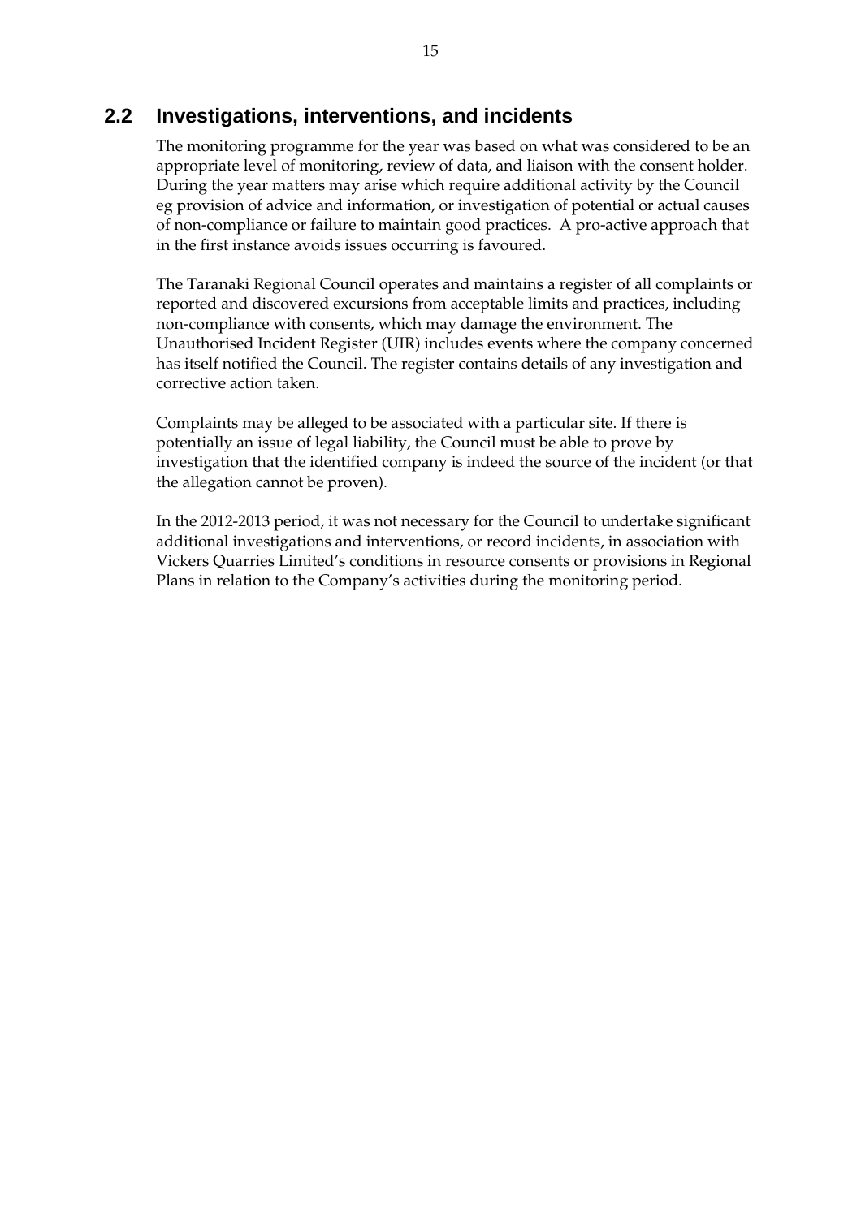## 2.2 Investigations, interventions, and incidents

The monitoring programme for the year was based on what was considered to be an appropriate level of monitoring, review of data, and liaison with the consent holder. During the year matters may arise which require additional activity by the Council eg provision of advice and information, or investigation of potential or actual causes of non-compliance or failure to maintain good practices. A pro-active approach that in the first instance avoids issues occurring is favoured.

The Taranaki Regional Council operates and maintains a register of all complaints or reported and discovered excursions from acceptable limits and practices, including non-compliance with consents, which may damage the environment. The Unauthorised Incident Register (UIR) includes events where the company concerned has itself notified the Council. The register contains details of any investigation and corrective action taken.

Complaints may be alleged to be associated with a particular site. If there is potentially an issue of legal liability, the Council must be able to prove by investigation that the identified company is indeed the source of the incident (or that the allegation cannot be proven).

In the 2012-2013 period, it was not necessary for the Council to undertake significant additional investigations and interventions, or record incidents, in association with Vickers Quarries Limited's conditions in resource consents or provisions in Regional Plans in relation to the Company's activities during the monitoring period.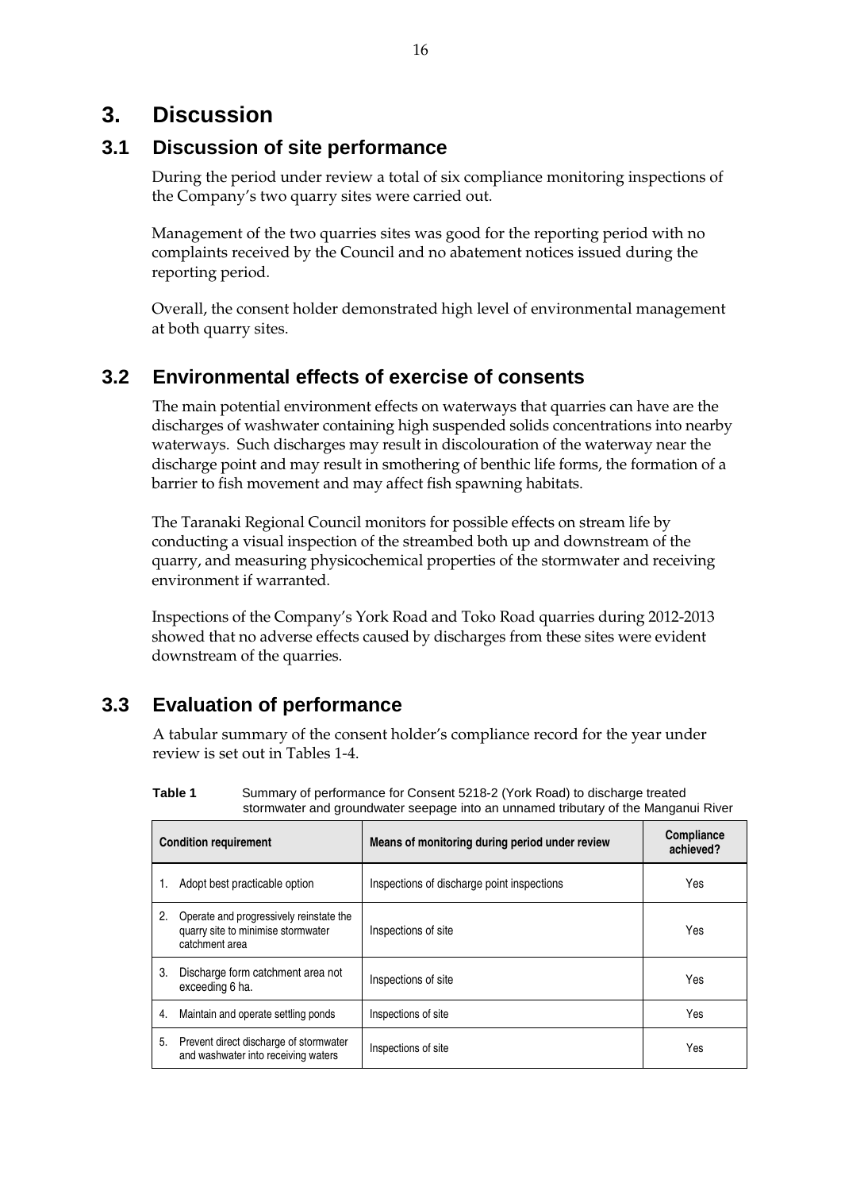# 3. Discussion

## 3.1 Discussion of site performance

During the period under review a total of six compliance monitoring inspections of the Company's two quarry sites were carried out.

Management of the two quarries sites was good for the reporting period with no complaints received by the Council and no abatement notices issued during the reporting period.

Overall, the consent holder demonstrated high level of environmental management at both quarry sites.

## 3.2 Environmental effects of exercise of consents

The main potential environment effects on waterways that quarries can have are the discharges of washwater containing high suspended solids concentrations into nearby waterways. Such discharges may result in discolouration of the waterway near the discharge point and may result in smothering of benthic life forms, the formation of a barrier to fish movement and may affect fish spawning habitats.

The Taranaki Regional Council monitors for possible effects on stream life by conducting a visual inspection of the streambed both up and downstream of the quarry, and measuring physicochemical properties of the stormwater and receiving environment if warranted.

Inspections of the Company's York Road and Toko Road quarries during 2012-2013 showed that no adverse effects caused by discharges from these sites were evident downstream of the quarries.

## 3.3 Evaluation of performance

A tabular summary of the consent holder's compliance record for the year under review is set out in Tables 1-4.

**Table 1** Summary of performance for Consent 5218-2 (York Road) to discharge treated stormwater and groundwater seepage into an unnamed tributary of the Manganui River

| Condition requirement | Means of monitoring during period under review | Compliance achieved? |
|---|---|---|
| 1. Adopt best practicable option | Inspections of discharge point inspections | Yes |
| 2. Operate and progressively reinstate the quarry site to minimise stormwater catchment area | Inspections of site | Yes |
| 3. Discharge form catchment area not exceeding 6 ha. | Inspections of site | Yes |
| 4. Maintain and operate settling ponds | Inspections of site | Yes |
| 5. Prevent direct discharge of stormwater and washwater into receiving waters | Inspections of site | Yes |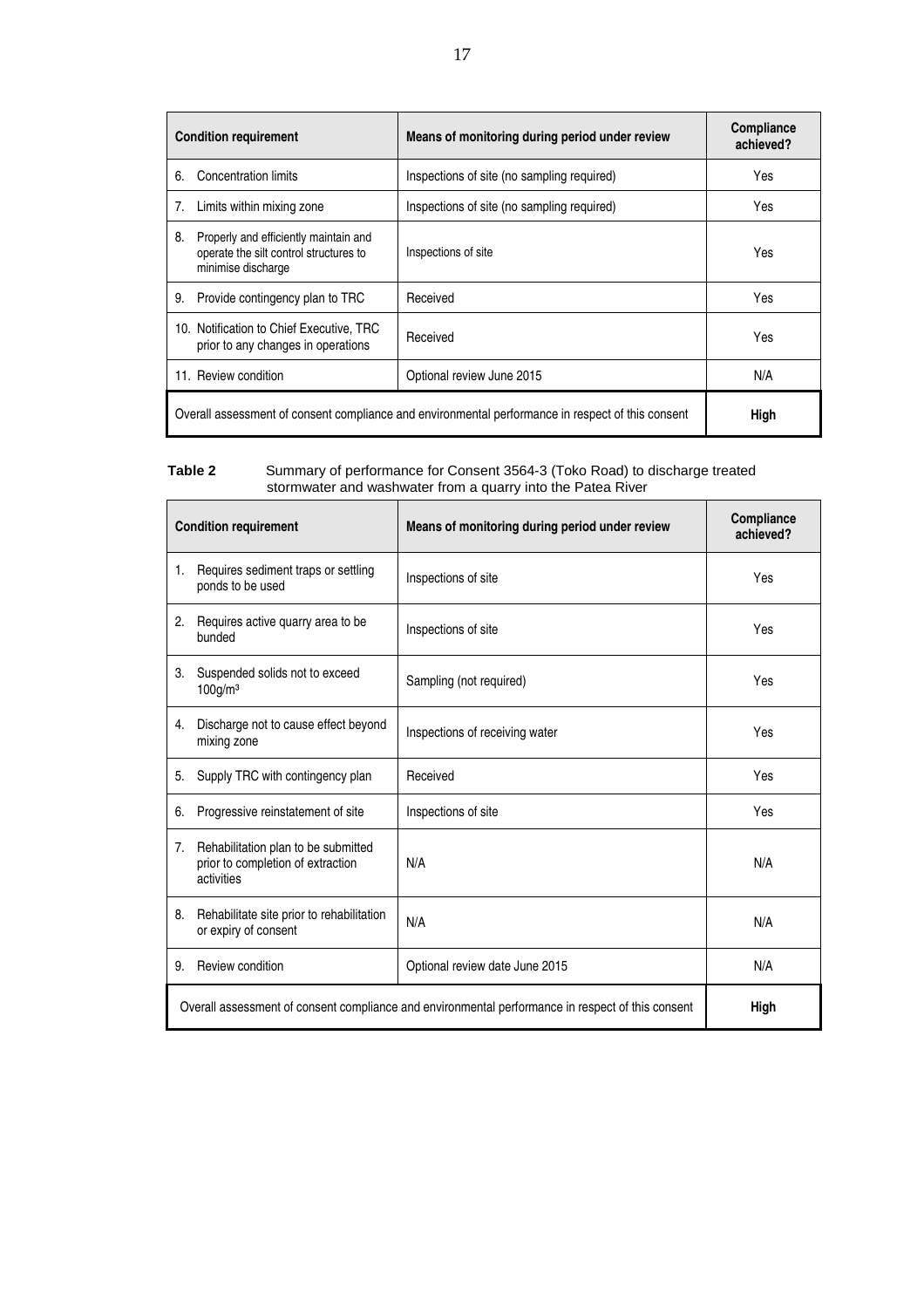| Condition requirement | Means of monitoring during period under review | Compliance achieved? |
|---|---|---|
| 6. Concentration limits | Inspections of site (no sampling required) | Yes |
| 7. Limits within mixing zone | Inspections of site (no sampling required) | Yes |
| 8. Properly and efficiently maintain and operate the silt control structures to minimise discharge | Inspections of site | Yes |
| 9. Provide contingency plan to TRC | Received | Yes |
| 10. Notification to Chief Executive, TRC prior to any changes in operations | Received | Yes |
| 11. Review condition | Optional review June 2015 | N/A |
| Overall assessment of consent compliance and environmental performance in respect of this consent | | **High** |

**Table 2** Summary of performance for Consent 3564-3 (Toko Road) to discharge treated stormwater and washwater from a quarry into the Patea River

| Condition requirement | Means of monitoring during period under review | Compliance achieved? |
|---|---|---|
| 1. Requires sediment traps or settling ponds to be used | Inspections of site | Yes |
| 2. Requires active quarry area to be bunded | Inspections of site | Yes |
| 3. Suspended solids not to exceed $100g/m^3$ | Sampling (not required) | Yes |
| 4. Discharge not to cause effect beyond mixing zone | Inspections of receiving water | Yes |
| 5. Supply TRC with contingency plan | Received | Yes |
| 6. Progressive reinstatement of site | Inspections of site | Yes |
| 7. Rehabilitation plan to be submitted prior to completion of extraction activities | N/A | N/A |
| 8. Rehabilitate site prior to rehabilitation or expiry of consent | N/A | N/A |
| 9. Review condition | Optional review date June 2015 | N/A |
| Overall assessment of consent compliance and environmental performance in respect of this consent | | **High** |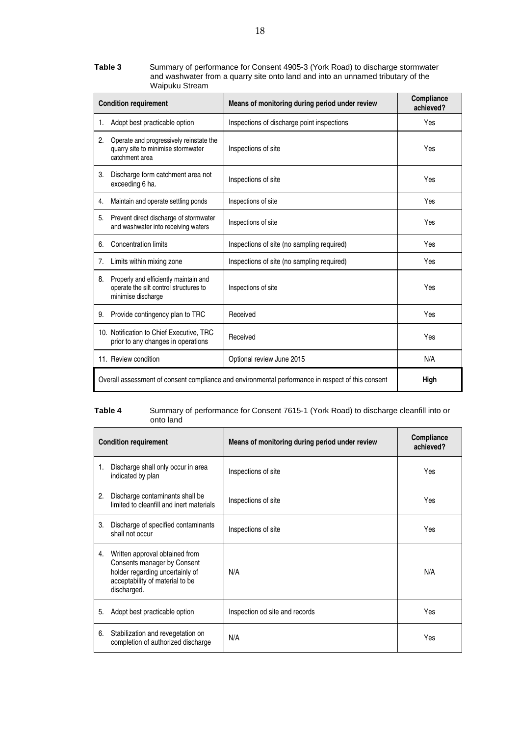**Table 3** Summary of performance for Consent 4905-3 (York Road) to discharge stormwater and washwater from a quarry site onto land and into an unnamed tributary of the Waipuku Stream

| Condition requirement | Means of monitoring during period under review | Compliance achieved? |
|---|---|---|
| 1. Adopt best practicable option | Inspections of discharge point inspections | Yes |
| 2. Operate and progressively reinstate the quarry site to minimise stormwater catchment area | Inspections of site | Yes |
| 3. Discharge form catchment area not exceeding 6 ha. | Inspections of site | Yes |
| 4. Maintain and operate settling ponds | Inspections of site | Yes |
| 5. Prevent direct discharge of stormwater and washwater into receiving waters | Inspections of site | Yes |
| 6. Concentration limits | Inspections of site (no sampling required) | Yes |
| 7. Limits within mixing zone | Inspections of site (no sampling required) | Yes |
| 8. Properly and efficiently maintain and operate the silt control structures to minimise discharge | Inspections of site | Yes |
| 9. Provide contingency plan to TRC | Received | Yes |
| 10. Notification to Chief Executive, TRC prior to any changes in operations | Received | Yes |
| 11. Review condition | Optional review June 2015 | N/A |
| Overall assessment of consent compliance and environmental performance in respect of this consent | | **High** |

**Table 4** Summary of performance for Consent 7615-1 (York Road) to discharge cleanfill into or onto land

| Condition requirement | Means of monitoring during period under review | Compliance achieved? |
|---|---|---|
| 1. Discharge shall only occur in area indicated by plan | Inspections of site | Yes |
| 2. Discharge contaminants shall be limited to cleanfill and inert materials | Inspections of site | Yes |
| 3. Discharge of specified contaminants shall not occur | Inspections of site | Yes |
| 4. Written approval obtained from Consents manager by Consent holder regarding uncertainly of acceptability of material to be discharged. | N/A | N/A |
| 5. Adopt best practicable option | Inspection od site and records | Yes |
| 6. Stabilization and revegetation on completion of authorized discharge | N/A | Yes |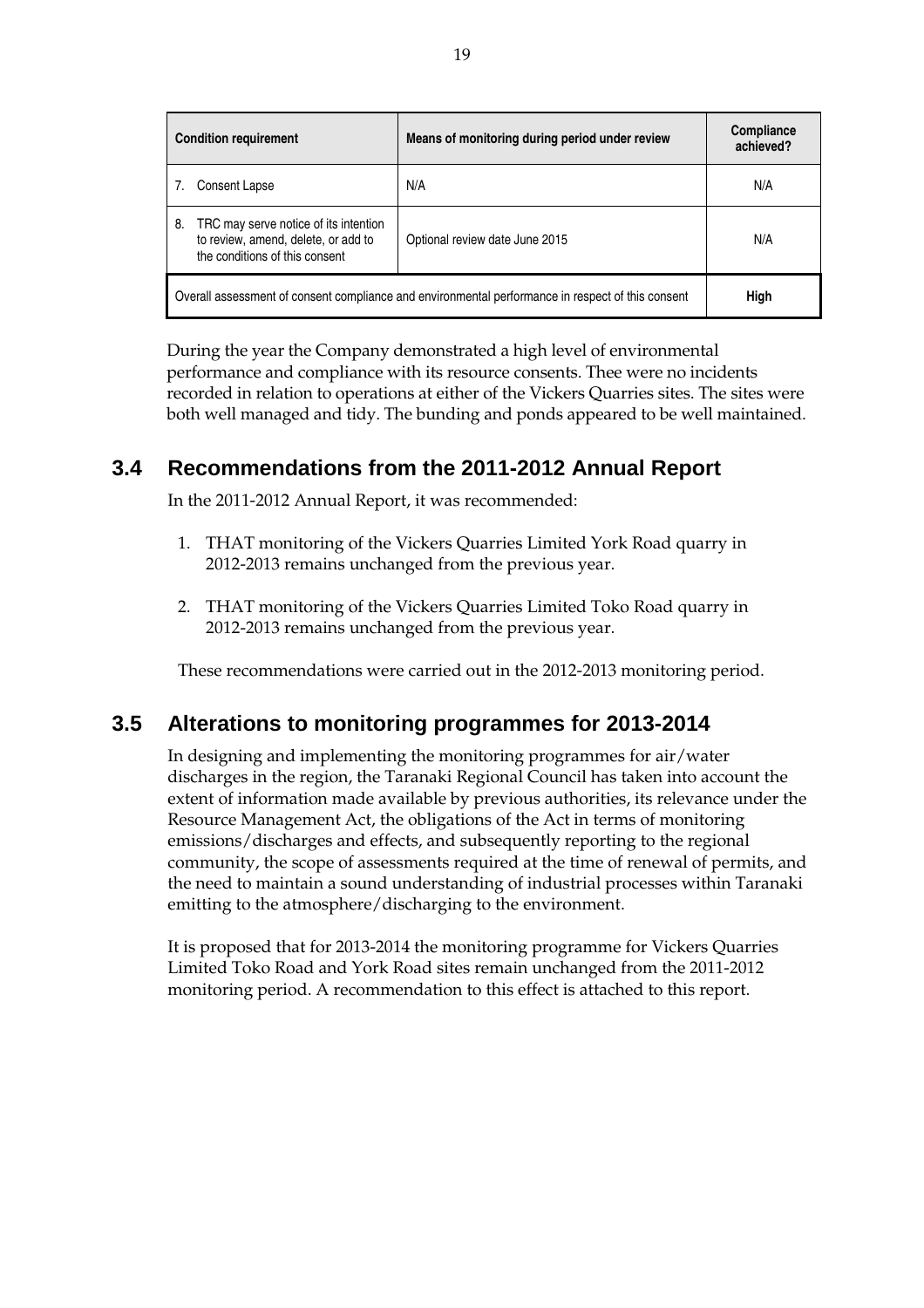| Condition requirement | Means of monitoring during period under review | Compliance achieved? |
|---|---|---|
| 7. Consent Lapse | N/A | N/A |
| 8. TRC may serve notice of its intention to review, amend, delete, or add to the conditions of this consent | Optional review date June 2015 | N/A |
| Overall assessment of consent compliance and environmental performance in respect of this consent | | **High** |

During the year the Company demonstrated a high level of environmental performance and compliance with its resource consents. Thee were no incidents recorded in relation to operations at either of the Vickers Quarries sites. The sites were both well managed and tidy. The bunding and ponds appeared to be well maintained.

## 3.4 Recommendations from the 2011-2012 Annual Report

In the 2011-2012 Annual Report, it was recommended:

1. THAT monitoring of the Vickers Quarries Limited York Road quarry in 2012-2013 remains unchanged from the previous year.
2. THAT monitoring of the Vickers Quarries Limited Toko Road quarry in 2012-2013 remains unchanged from the previous year.

These recommendations were carried out in the 2012-2013 monitoring period.

## 3.5 Alterations to monitoring programmes for 2013-2014

In designing and implementing the monitoring programmes for air/water discharges in the region, the Taranaki Regional Council has taken into account the extent of information made available by previous authorities, its relevance under the Resource Management Act, the obligations of the Act in terms of monitoring emissions/discharges and effects, and subsequently reporting to the regional community, the scope of assessments required at the time of renewal of permits, and the need to maintain a sound understanding of industrial processes within Taranaki emitting to the atmosphere/discharging to the environment.

It is proposed that for 2013-2014 the monitoring programme for Vickers Quarries Limited Toko Road and York Road sites remain unchanged from the 2011-2012 monitoring period. A recommendation to this effect is attached to this report.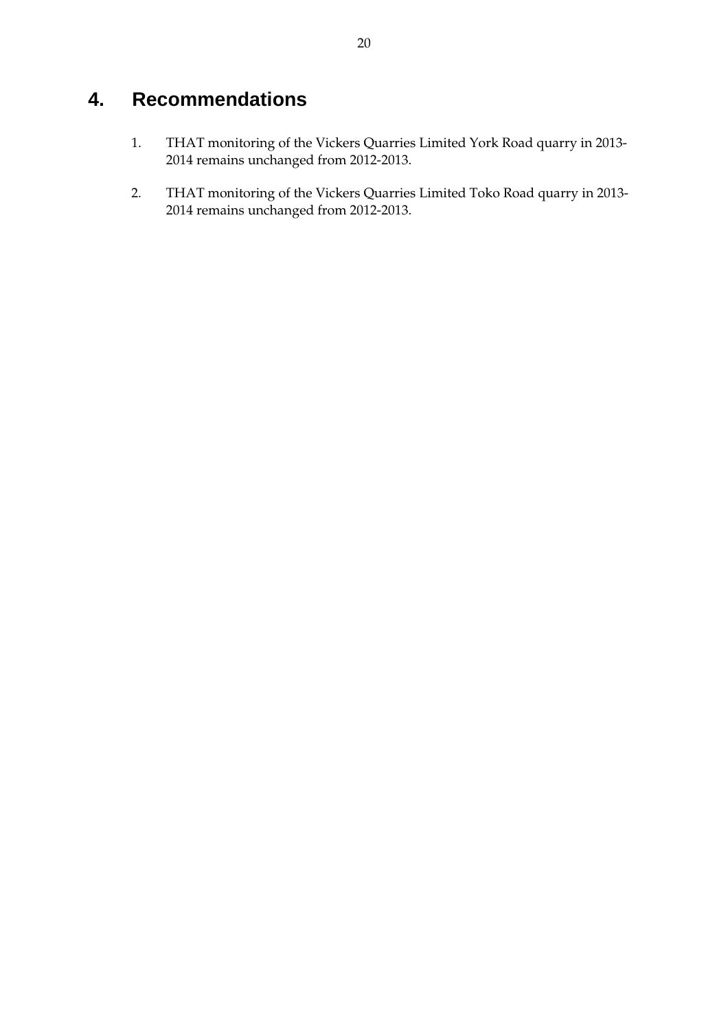# 4. Recommendations

1. THAT monitoring of the Vickers Quarries Limited York Road quarry in 2013-2014 remains unchanged from 2012-2013.

2. THAT monitoring of the Vickers Quarries Limited Toko Road quarry in 2013-2014 remains unchanged from 2012-2013.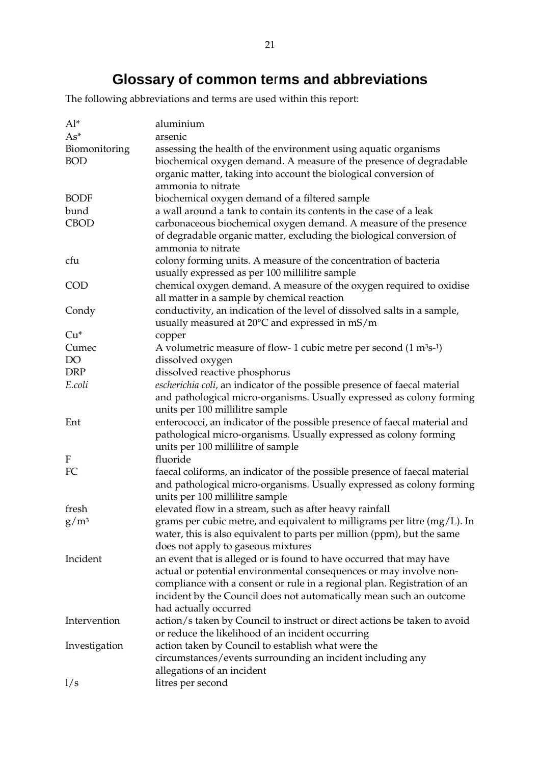# Glossary of common terms and abbreviations

The following abbreviations and terms are used within this report:

| | |
|---|---|
| Al* | aluminium |
| As* | arsenic |
| Biomonitoring | assessing the health of the environment using aquatic organisms |
| BOD | biochemical oxygen demand. A measure of the presence of degradable organic matter, taking into account the biological conversion of ammonia to nitrate |
| BODF | biochemical oxygen demand of a filtered sample |
| bund | a wall around a tank to contain its contents in the case of a leak |
| CBOD | carbonaceous biochemical oxygen demand. A measure of the presence of degradable organic matter, excluding the biological conversion of ammonia to nitrate |
| cfu | colony forming units. A measure of the concentration of bacteria usually expressed as per 100 millilitre sample |
| COD | chemical oxygen demand. A measure of the oxygen required to oxidise all matter in a sample by chemical reaction |
| Condy | conductivity, an indication of the level of dissolved salts in a sample, usually measured at 20°C and expressed in mS/m |
| Cu* | copper |
| Cumec | A volumetric measure of flow- 1 cubic metre per second ($1\ m^3s^{-1}$) |
| DO | dissolved oxygen |
| DRP | dissolved reactive phosphorus |
| *E.coli* | *escherichia coli,* an indicator of the possible presence of faecal material and pathological micro-organisms. Usually expressed as colony forming units per 100 millilitre sample |
| Ent | enterococci, an indicator of the possible presence of faecal material and pathological micro-organisms. Usually expressed as colony forming units per 100 millilitre of sample |
| F | fluoride |
| FC | faecal coliforms, an indicator of the possible presence of faecal material and pathological micro-organisms. Usually expressed as colony forming units per 100 millilitre sample |
| fresh | elevated flow in a stream, such as after heavy rainfall |
| $g/m^3$ | grams per cubic metre, and equivalent to milligrams per litre (mg/L). In water, this is also equivalent to parts per million (ppm), but the same does not apply to gaseous mixtures |
| Incident | an event that is alleged or is found to have occurred that may have actual or potential environmental consequences or may involve non-compliance with a consent or rule in a regional plan. Registration of an incident by the Council does not automatically mean such an outcome had actually occurred |
| Intervention | action/s taken by Council to instruct or direct actions be taken to avoid or reduce the likelihood of an incident occurring |
| Investigation | action taken by Council to establish what were the circumstances/events surrounding an incident including any allegations of an incident |
| l/s | litres per second |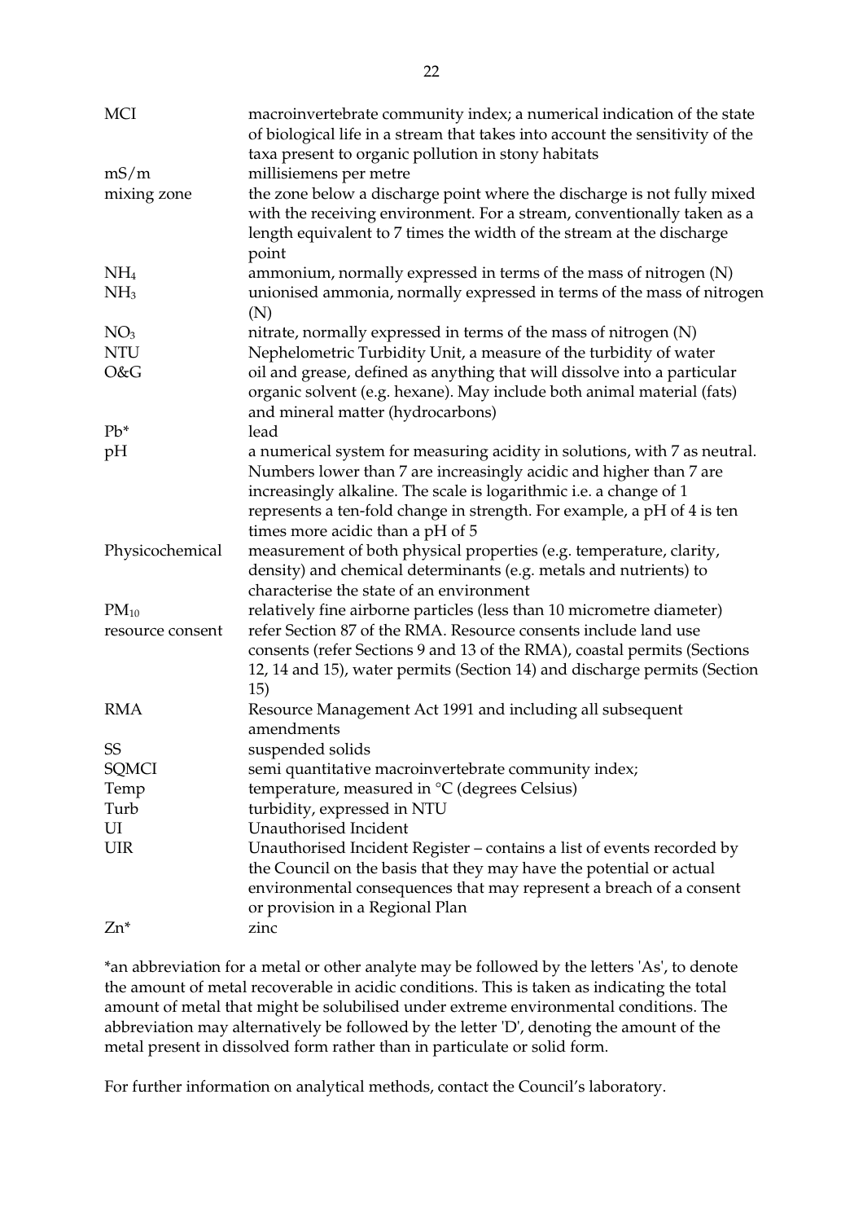| | |
|---|---|
| MCI | macroinvertebrate community index; a numerical indication of the state of biological life in a stream that takes into account the sensitivity of the taxa present to organic pollution in stony habitats |
| mS/m | millisiemens per metre |
| mixing zone | the zone below a discharge point where the discharge is not fully mixed with the receiving environment. For a stream, conventionally taken as a length equivalent to 7 times the width of the stream at the discharge point |
| $NH_4$ | ammonium, normally expressed in terms of the mass of nitrogen (N) |
| $NH_3$ | unionised ammonia, normally expressed in terms of the mass of nitrogen (N) |
| $NO_3$ | nitrate, normally expressed in terms of the mass of nitrogen (N) |
| NTU | Nephelometric Turbidity Unit, a measure of the turbidity of water |
| O&G | oil and grease, defined as anything that will dissolve into a particular organic solvent (e.g. hexane). May include both animal material (fats) and mineral matter (hydrocarbons) |
| Pb* | lead |
| pH | a numerical system for measuring acidity in solutions, with 7 as neutral. Numbers lower than 7 are increasingly acidic and higher than 7 are increasingly alkaline. The scale is logarithmic i.e. a change of 1 represents a ten-fold change in strength. For example, a pH of 4 is ten times more acidic than a pH of 5 |
| Physicochemical | measurement of both physical properties (e.g. temperature, clarity, density) and chemical determinants (e.g. metals and nutrients) to characterise the state of an environment |
| $PM_{10}$ | relatively fine airborne particles (less than 10 micrometre diameter) |
| resource consent | refer Section 87 of the RMA. Resource consents include land use consents (refer Sections 9 and 13 of the RMA), coastal permits (Sections 12, 14 and 15), water permits (Section 14) and discharge permits (Section 15) |
| RMA | Resource Management Act 1991 and including all subsequent amendments |
| SS | suspended solids |
| SQMCI | semi quantitative macroinvertebrate community index; |
| Temp | temperature, measured in °C (degrees Celsius) |
| Turb | turbidity, expressed in NTU |
| UI | Unauthorised Incident |
| UIR | Unauthorised Incident Register – contains a list of events recorded by the Council on the basis that they may have the potential or actual environmental consequences that may represent a breach of a consent or provision in a Regional Plan |
| Zn* | zinc |

*an abbreviation for a metal or other analyte may be followed by the letters 'As', to denote the amount of metal recoverable in acidic conditions. This is taken as indicating the total amount of metal that might be solubilised under extreme environmental conditions. The abbreviation may alternatively be followed by the letter 'D', denoting the amount of the metal present in dissolved form rather than in particulate or solid form.

For further information on analytical methods, contact the Council's laboratory.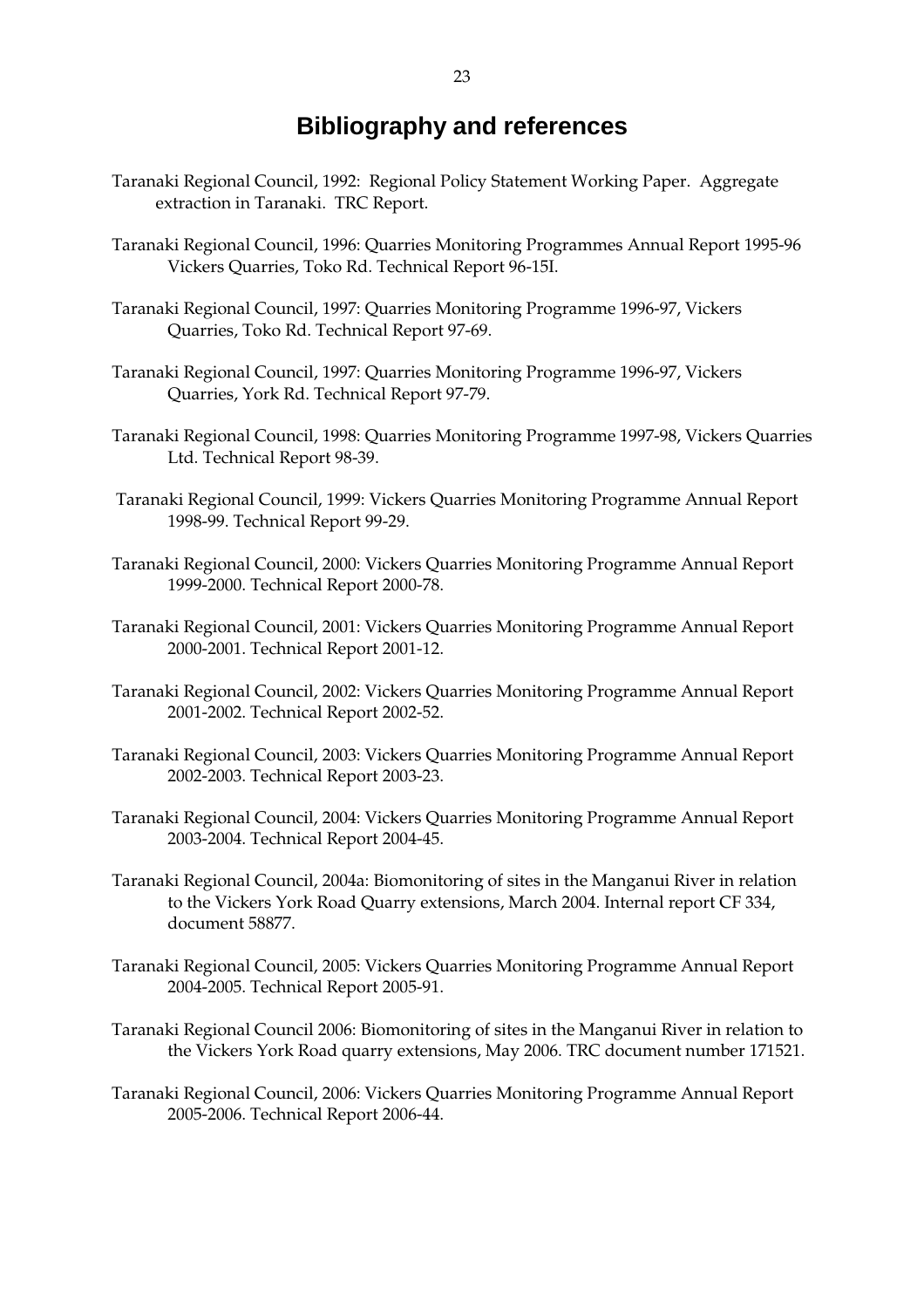# Bibliography and references

Taranaki Regional Council, 1992: Regional Policy Statement Working Paper. Aggregate extraction in Taranaki. TRC Report.

Taranaki Regional Council, 1996: Quarries Monitoring Programmes Annual Report 1995-96 Vickers Quarries, Toko Rd. Technical Report 96-15I.

Taranaki Regional Council, 1997: Quarries Monitoring Programme 1996-97, Vickers Quarries, Toko Rd. Technical Report 97-69.

Taranaki Regional Council, 1997: Quarries Monitoring Programme 1996-97, Vickers Quarries, York Rd. Technical Report 97-79.

Taranaki Regional Council, 1998: Quarries Monitoring Programme 1997-98, Vickers Quarries Ltd. Technical Report 98-39.

Taranaki Regional Council, 1999: Vickers Quarries Monitoring Programme Annual Report 1998-99. Technical Report 99-29.

Taranaki Regional Council, 2000: Vickers Quarries Monitoring Programme Annual Report 1999-2000. Technical Report 2000-78.

Taranaki Regional Council, 2001: Vickers Quarries Monitoring Programme Annual Report 2000-2001. Technical Report 2001-12.

Taranaki Regional Council, 2002: Vickers Quarries Monitoring Programme Annual Report 2001-2002. Technical Report 2002-52.

Taranaki Regional Council, 2003: Vickers Quarries Monitoring Programme Annual Report 2002-2003. Technical Report 2003-23.

Taranaki Regional Council, 2004: Vickers Quarries Monitoring Programme Annual Report 2003-2004. Technical Report 2004-45.

Taranaki Regional Council, 2004a: Biomonitoring of sites in the Manganui River in relation to the Vickers York Road Quarry extensions, March 2004. Internal report CF 334, document 58877.

Taranaki Regional Council, 2005: Vickers Quarries Monitoring Programme Annual Report 2004-2005. Technical Report 2005-91.

Taranaki Regional Council 2006: Biomonitoring of sites in the Manganui River in relation to the Vickers York Road quarry extensions, May 2006. TRC document number 171521.

Taranaki Regional Council, 2006: Vickers Quarries Monitoring Programme Annual Report 2005-2006. Technical Report 2006-44.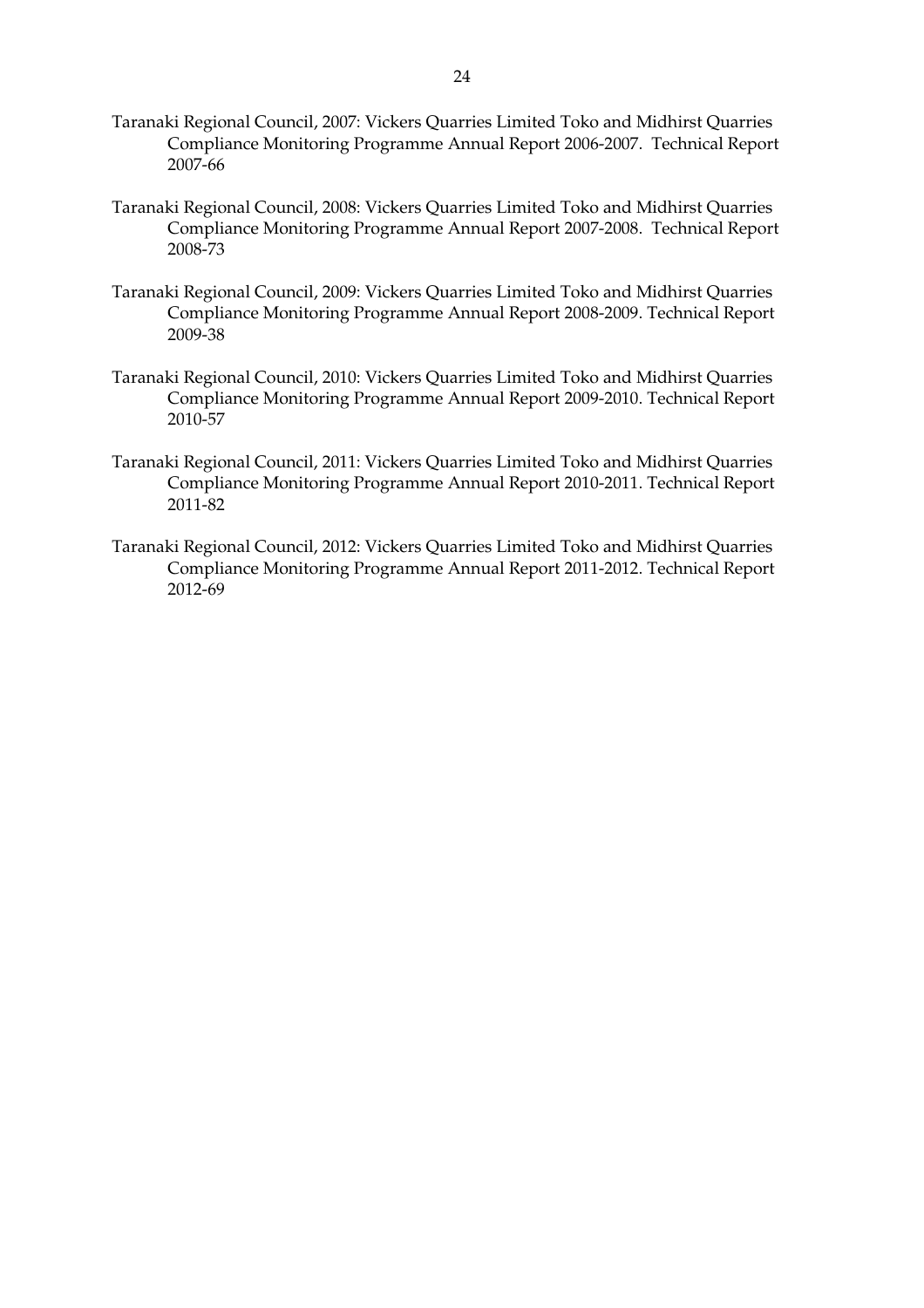Taranaki Regional Council, 2007: Vickers Quarries Limited Toko and Midhirst Quarries Compliance Monitoring Programme Annual Report 2006-2007. Technical Report 2007-66

Taranaki Regional Council, 2008: Vickers Quarries Limited Toko and Midhirst Quarries Compliance Monitoring Programme Annual Report 2007-2008. Technical Report 2008-73

Taranaki Regional Council, 2009: Vickers Quarries Limited Toko and Midhirst Quarries Compliance Monitoring Programme Annual Report 2008-2009. Technical Report 2009-38

Taranaki Regional Council, 2010: Vickers Quarries Limited Toko and Midhirst Quarries Compliance Monitoring Programme Annual Report 2009-2010. Technical Report 2010-57

Taranaki Regional Council, 2011: Vickers Quarries Limited Toko and Midhirst Quarries Compliance Monitoring Programme Annual Report 2010-2011. Technical Report 2011-82

Taranaki Regional Council, 2012: Vickers Quarries Limited Toko and Midhirst Quarries Compliance Monitoring Programme Annual Report 2011-2012. Technical Report 2012-69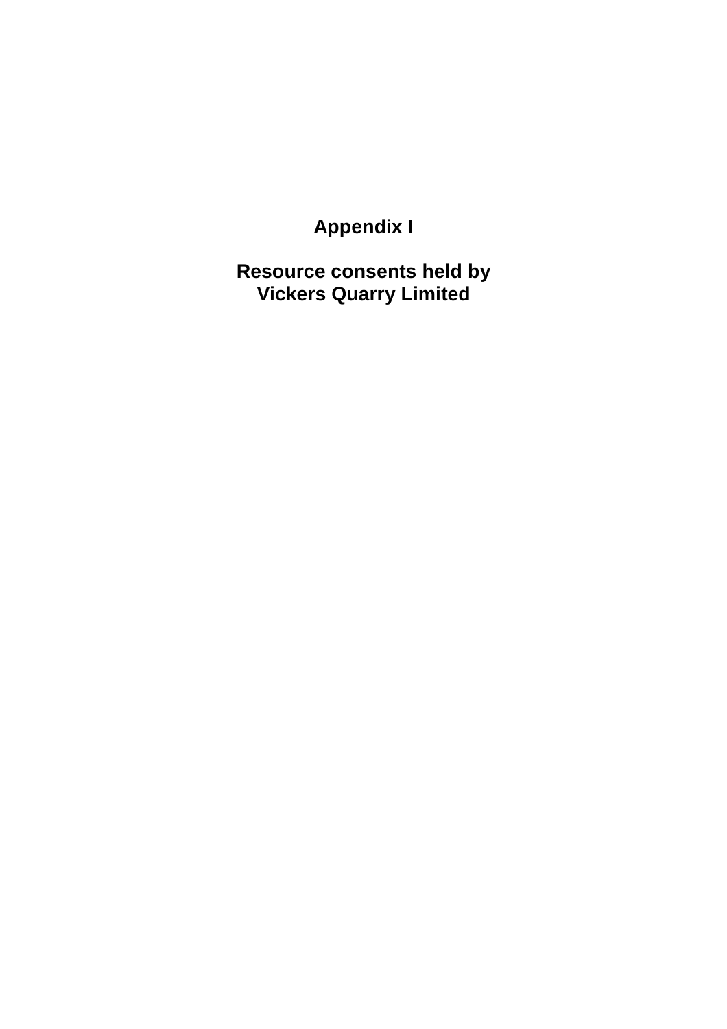# Appendix I

# Resource consents held by Vickers Quarry Limited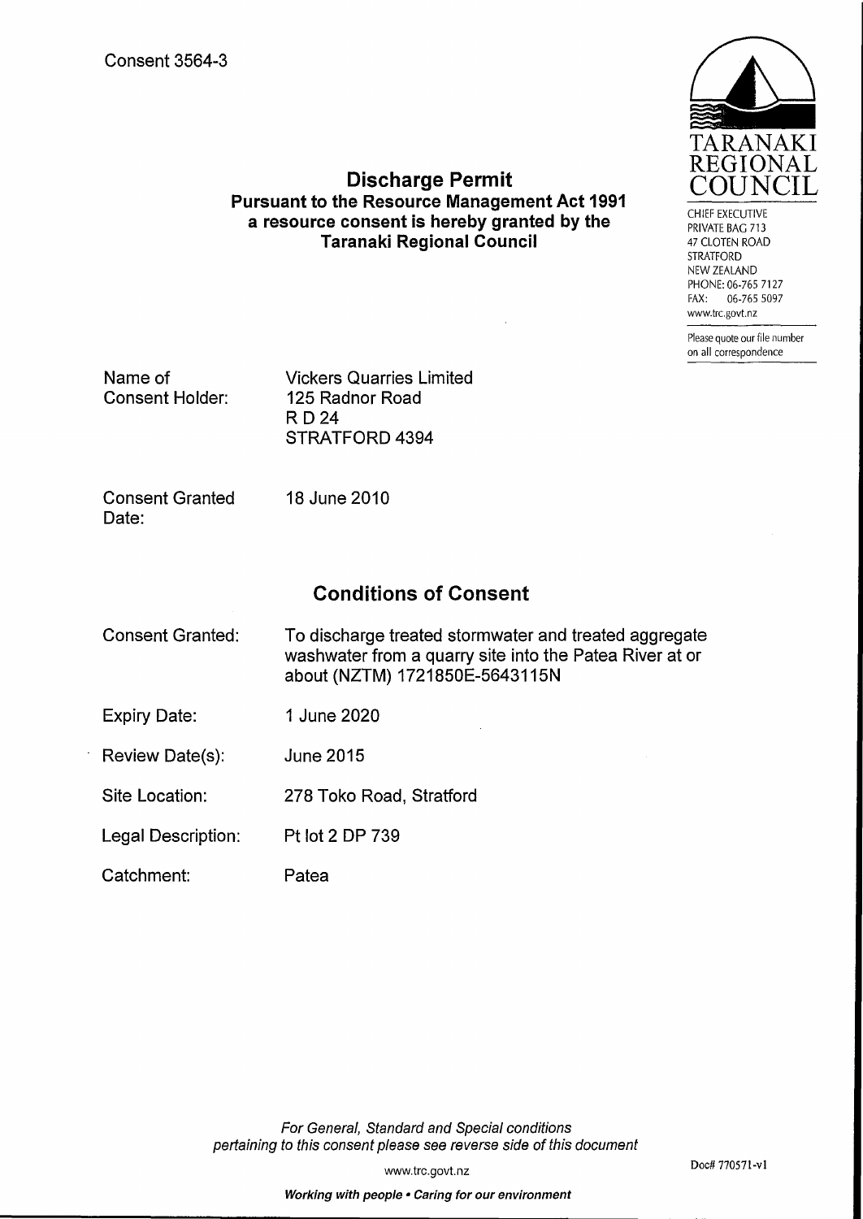Consent 3564-3

TARANAKI REGIONAL COUNCIL

CHIEF EXECUTIVE
PRIVATE BAG 713
47 CLOTEN ROAD
STRATFORD
NEW ZEALAND
PHONE: 06-765 7127
FAX: 06-765 5097
www.trc.govt.nz

Please quote our file number on all correspondence

## Discharge Permit
### Pursuant to the Resource Management Act 1991 a resource consent is hereby granted by the Taranaki Regional Council

| | |
|---|---|
| Name of Consent Holder: | Vickers Quarries Limited<br>125 Radnor Road<br>R D 24<br>STRATFORD 4394 |
| Consent Granted Date: | 18 June 2010 |

## Conditions of Consent

| | |
|---|---|
| Consent Granted: | To discharge treated stormwater and treated aggregate washwater from a quarry site into the Patea River at or about (NZTM) 1721850E-5643115N |
| Expiry Date: | 1 June 2020 |
| Review Date(s): | June 2015 |
| Site Location: | 278 Toko Road, Stratford |
| Legal Description: | Pt lot 2 DP 739 |
| Catchment: | Patea |

*For General, Standard and Special conditions pertaining to this consent please see reverse side of this document*

www.trc.govt.nz

Doc# 770571-v1

***Working with people • Caring for our environment***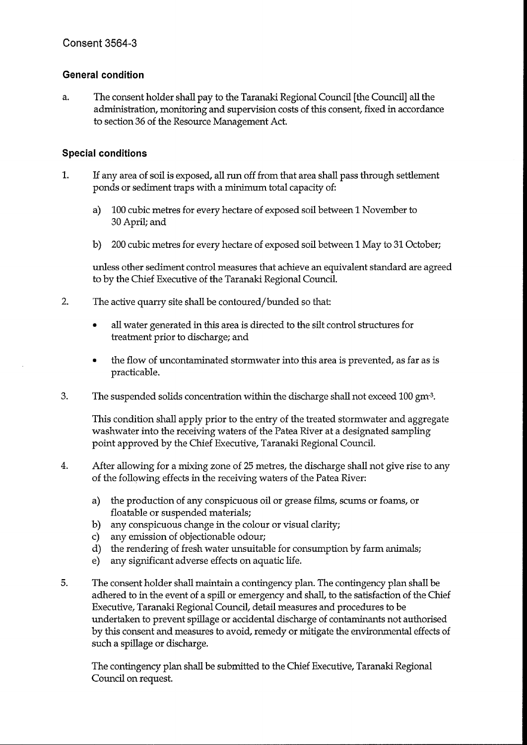Consent 3564-3

## General condition

a. The consent holder shall pay to the Taranaki Regional Council [the Council] all the administration, monitoring and supervision costs of this consent, fixed in accordance to section 36 of the Resource Management Act.

## Special conditions

1. If any area of soil is exposed, all run off from that area shall pass through settlement ponds or sediment traps with a minimum total capacity of:

    a) 100 cubic metres for every hectare of exposed soil between 1 November to 30 April; and

    b) 200 cubic metres for every hectare of exposed soil between 1 May to 31 October;

    unless other sediment control measures that achieve an equivalent standard are agreed to by the Chief Executive of the Taranaki Regional Council.

2. The active quarry site shall be contoured/bunded so that:

    - all water generated in this area is directed to the silt control structures for treatment prior to discharge; and

    - the flow of uncontaminated stormwater into this area is prevented, as far as is practicable.

3. The suspended solids concentration within the discharge shall not exceed 100 $gm^{-3}$.

    This condition shall apply prior to the entry of the treated stormwater and aggregate washwater into the receiving waters of the Patea River at a designated sampling point approved by the Chief Executive, Taranaki Regional Council.

4. After allowing for a mixing zone of 25 metres, the discharge shall not give rise to any of the following effects in the receiving waters of the Patea River:

    a) the production of any conspicuous oil or grease films, scums or foams, or floatable or suspended materials;
    b) any conspicuous change in the colour or visual clarity;
    c) any emission of objectionable odour;
    d) the rendering of fresh water unsuitable for consumption by farm animals;
    e) any significant adverse effects on aquatic life.

5. The consent holder shall maintain a contingency plan. The contingency plan shall be adhered to in the event of a spill or emergency and shall, to the satisfaction of the Chief Executive, Taranaki Regional Council, detail measures and procedures to be undertaken to prevent spillage or accidental discharge of contaminants not authorised by this consent and measures to avoid, remedy or mitigate the environmental effects of such a spillage or discharge.

    The contingency plan shall be submitted to the Chief Executive, Taranaki Regional Council on request.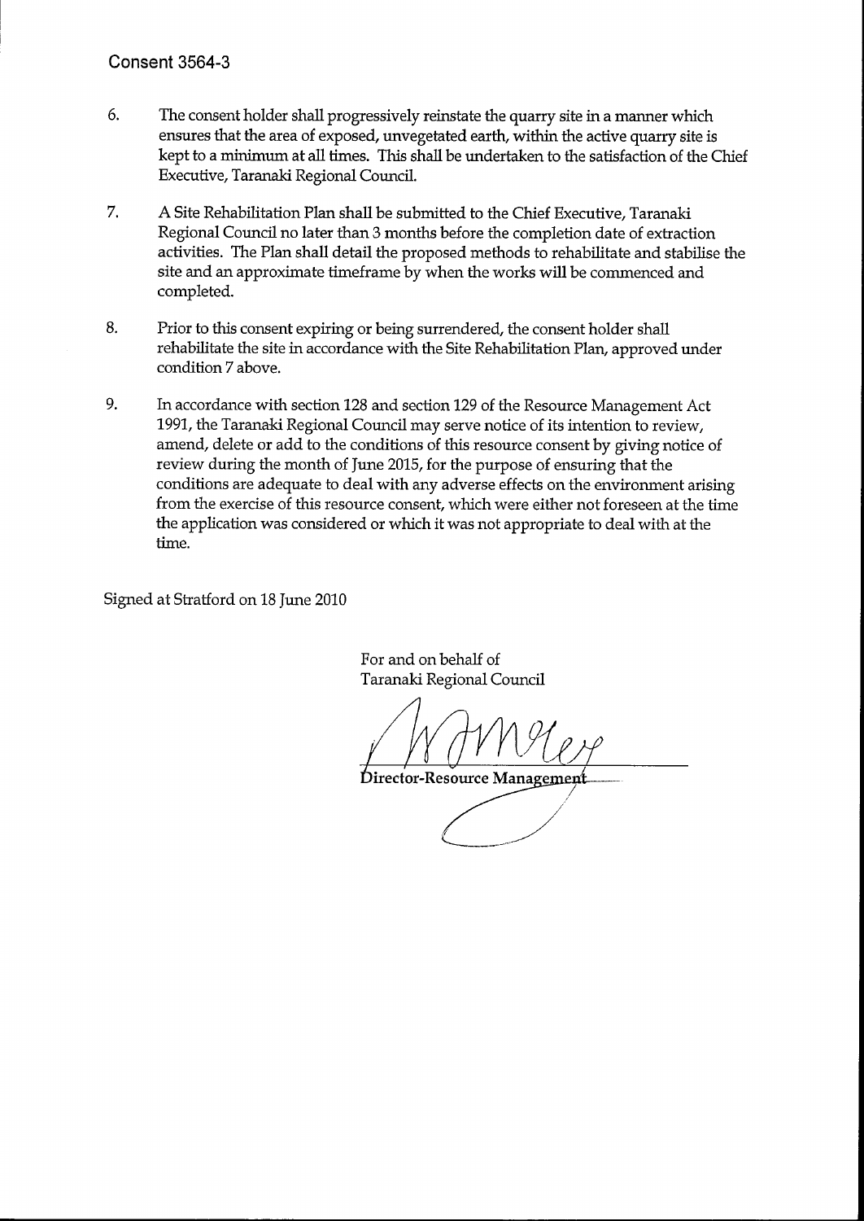Consent 3564-3

6. The consent holder shall progressively reinstate the quarry site in a manner which ensures that the area of exposed, unvegetated earth, within the active quarry site is kept to a minimum at all times. This shall be undertaken to the satisfaction of the Chief Executive, Taranaki Regional Council.

7. A Site Rehabilitation Plan shall be submitted to the Chief Executive, Taranaki Regional Council no later than 3 months before the completion date of extraction activities. The Plan shall detail the proposed methods to rehabilitate and stabilise the site and an approximate timeframe by when the works will be commenced and completed.

8. Prior to this consent expiring or being surrendered, the consent holder shall rehabilitate the site in accordance with the Site Rehabilitation Plan, approved under condition 7 above.

9. In accordance with section 128 and section 129 of the Resource Management Act 1991, the Taranaki Regional Council may serve notice of its intention to review, amend, delete or add to the conditions of this resource consent by giving notice of review during the month of June 2015, for the purpose of ensuring that the conditions are adequate to deal with any adverse effects on the environment arising from the exercise of this resource consent, which were either not foreseen at the time the application was considered or which it was not appropriate to deal with at the time.

Signed at Stratford on 18 June 2010

For and on behalf of
Taranaki Regional Council

Director-Resource Management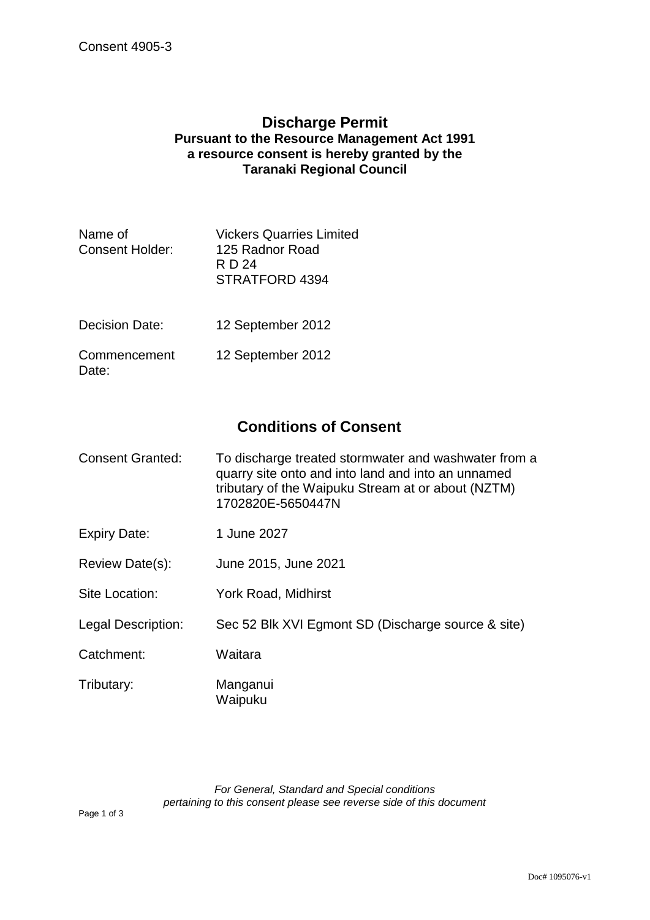Consent 4905-3

# Discharge Permit

**Pursuant to the Resource Management Act 1991**
**a resource consent is hereby granted by the**
**Taranaki Regional Council**

| | |
|---|---|
| Name of Consent Holder: | Vickers Quarries Limited<br>125 Radnor Road<br>R D 24<br>STRATFORD 4394 |
| Decision Date: | 12 September 2012 |
| Commencement Date: | 12 September 2012 |

## Conditions of Consent

| | |
|---|---|
| Consent Granted: | To discharge treated stormwater and washwater from a quarry site onto and into land and into an unnamed tributary of the Waipuku Stream at or about (NZTM) 1702820E-5650447N |
| Expiry Date: | 1 June 2027 |
| Review Date(s): | June 2015, June 2021 |
| Site Location: | York Road, Midhirst |
| Legal Description: | Sec 52 Blk XVI Egmont SD (Discharge source & site) |
| Catchment: | Waitara |
| Tributary: | Manganui<br>Waipuku |

*For General, Standard and Special conditions pertaining to this consent please see reverse side of this document*

Doc# 1095076-v1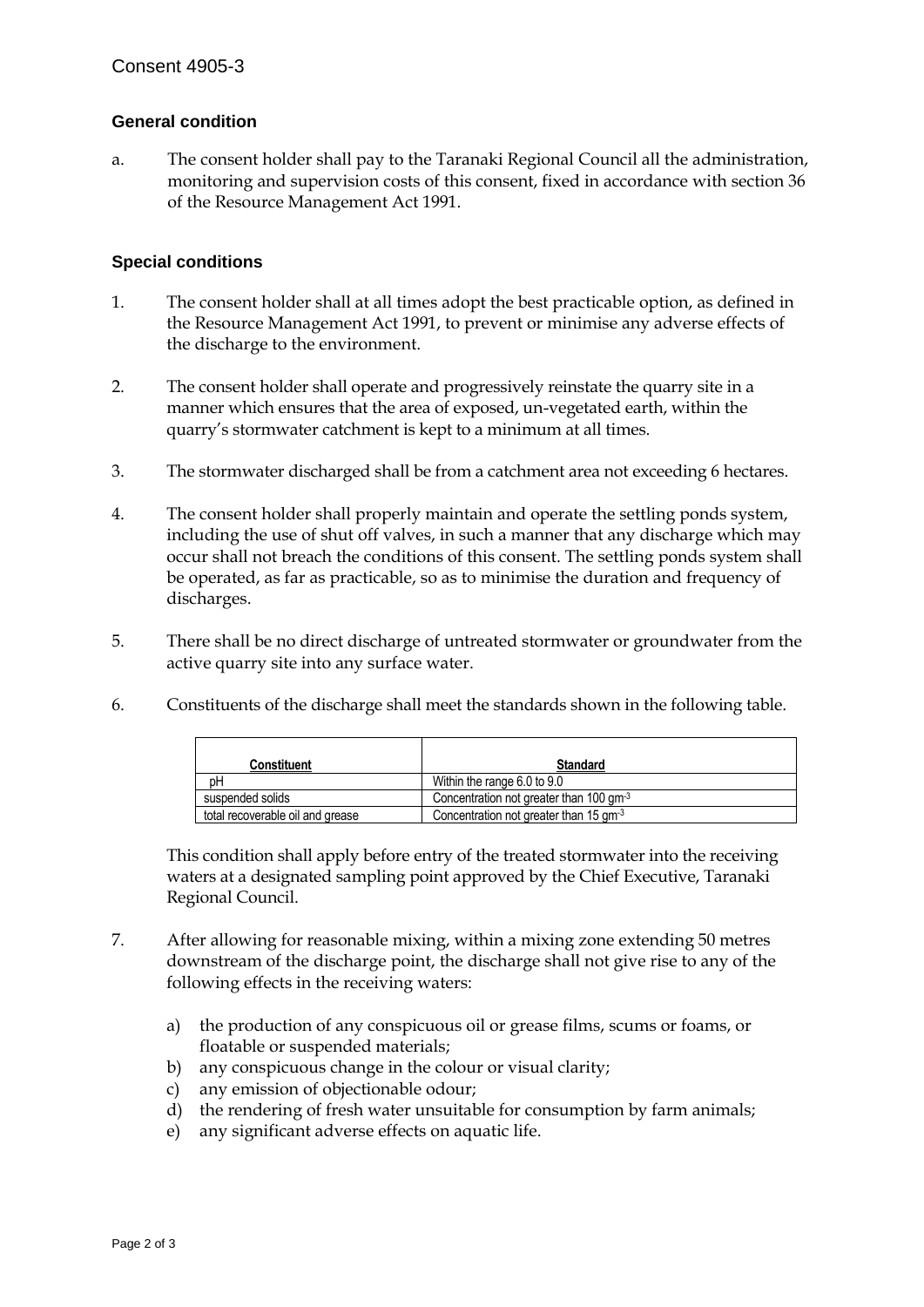Consent 4905-3

### General condition

a. The consent holder shall pay to the Taranaki Regional Council all the administration, monitoring and supervision costs of this consent, fixed in accordance with section 36 of the Resource Management Act 1991.

### Special conditions

1. The consent holder shall at all times adopt the best practicable option, as defined in the Resource Management Act 1991, to prevent or minimise any adverse effects of the discharge to the environment.

2. The consent holder shall operate and progressively reinstate the quarry site in a manner which ensures that the area of exposed, un-vegetated earth, within the quarry's stormwater catchment is kept to a minimum at all times.

3. The stormwater discharged shall be from a catchment area not exceeding 6 hectares.

4. The consent holder shall properly maintain and operate the settling ponds system, including the use of shut off valves, in such a manner that any discharge which may occur shall not breach the conditions of this consent. The settling ponds system shall be operated, as far as practicable, so as to minimise the duration and frequency of discharges.

5. There shall be no direct discharge of untreated stormwater or groundwater from the active quarry site into any surface water.

6. Constituents of the discharge shall meet the standards shown in the following table.

| Constituent | Standard |
|---|---|
| pH | Within the range 6.0 to 9.0 |
| suspended solids | Concentration not greater than 100 $gm^{-3}$ |
| total recoverable oil and grease | Concentration not greater than 15 $gm^{-3}$ |

This condition shall apply before entry of the treated stormwater into the receiving waters at a designated sampling point approved by the Chief Executive, Taranaki Regional Council.

7. After allowing for reasonable mixing, within a mixing zone extending 50 metres downstream of the discharge point, the discharge shall not give rise to any of the following effects in the receiving waters:

   a) the production of any conspicuous oil or grease films, scums or foams, or floatable or suspended materials;
   b) any conspicuous change in the colour or visual clarity;
   c) any emission of objectionable odour;
   d) the rendering of fresh water unsuitable for consumption by farm animals;
   e) any significant adverse effects on aquatic life.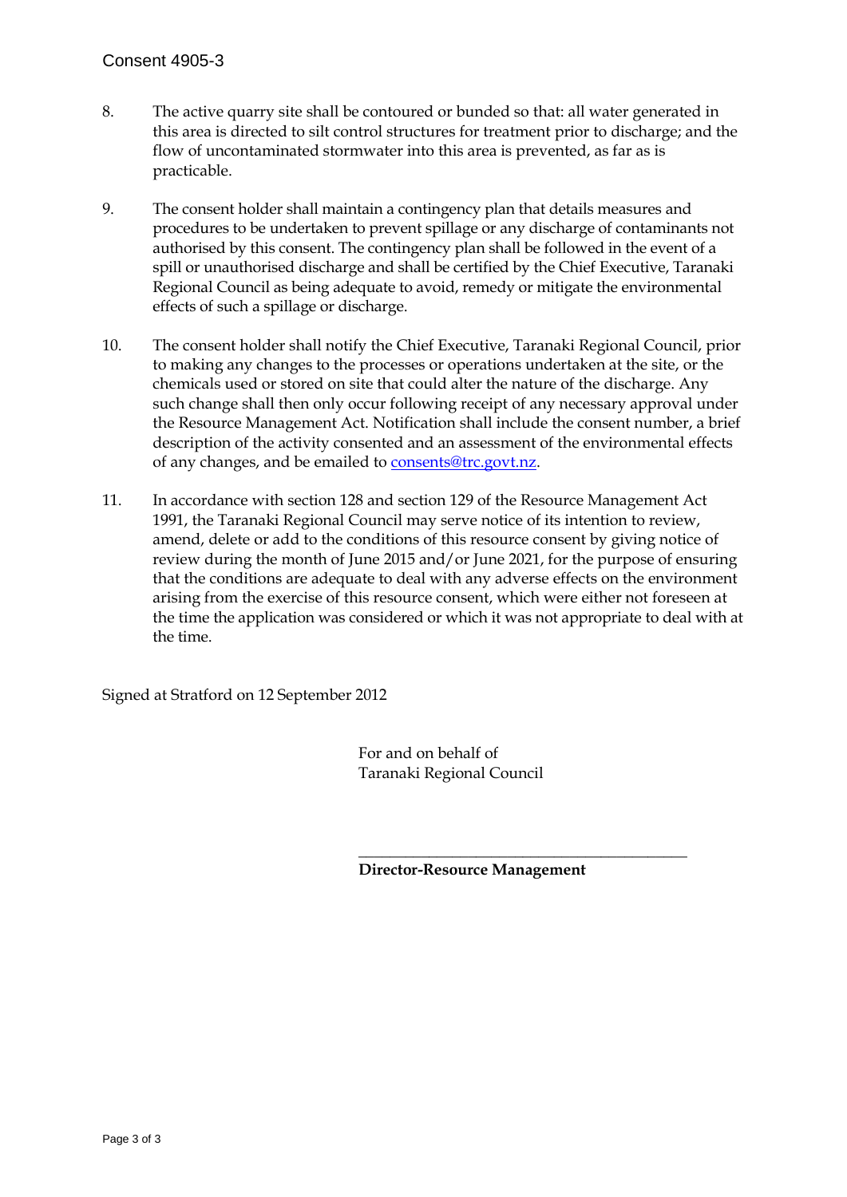8. The active quarry site shall be contoured or bunded so that: all water generated in this area is directed to silt control structures for treatment prior to discharge; and the flow of uncontaminated stormwater into this area is prevented, as far as is practicable.

9. The consent holder shall maintain a contingency plan that details measures and procedures to be undertaken to prevent spillage or any discharge of contaminants not authorised by this consent. The contingency plan shall be followed in the event of a spill or unauthorised discharge and shall be certified by the Chief Executive, Taranaki Regional Council as being adequate to avoid, remedy or mitigate the environmental effects of such a spillage or discharge.

10. The consent holder shall notify the Chief Executive, Taranaki Regional Council, prior to making any changes to the processes or operations undertaken at the site, or the chemicals used or stored on site that could alter the nature of the discharge. Any such change shall then only occur following receipt of any necessary approval under the Resource Management Act. Notification shall include the consent number, a brief description of the activity consented and an assessment of the environmental effects of any changes, and be emailed to consents@trc.govt.nz.

11. In accordance with section 128 and section 129 of the Resource Management Act 1991, the Taranaki Regional Council may serve notice of its intention to review, amend, delete or add to the conditions of this resource consent by giving notice of review during the month of June 2015 and/or June 2021, for the purpose of ensuring that the conditions are adequate to deal with any adverse effects on the environment arising from the exercise of this resource consent, which were either not foreseen at the time the application was considered or which it was not appropriate to deal with at the time.

Signed at Stratford on 12 September 2012

For and on behalf of
Taranaki Regional Council

\_\_\_\_\_\_\_\_\_\_\_\_\_\_\_\_\_\_\_\_\_\_\_\_\_\_\_\_\_\_\_\_\_\_\_\_\_\_\_\_\_\_\_\_

**Director-Resource Management**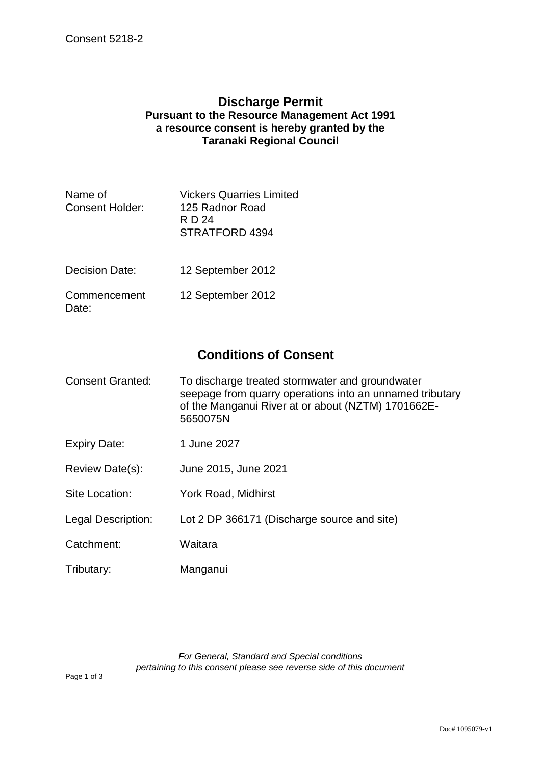Consent 5218-2

# Discharge Permit

**Pursuant to the Resource Management Act 1991**
**a resource consent is hereby granted by the**
**Taranaki Regional Council**

| | |
|---|---|
| Name of Consent Holder: | Vickers Quarries Limited<br>125 Radnor Road<br>R D 24<br>STRATFORD 4394 |
| Decision Date: | 12 September 2012 |
| Commencement Date: | 12 September 2012 |

## Conditions of Consent

| | |
|---|---|
| Consent Granted: | To discharge treated stormwater and groundwater seepage from quarry operations into an unnamed tributary of the Manganui River at or about (NZTM) 1701662E-5650075N |
| Expiry Date: | 1 June 2027 |
| Review Date(s): | June 2015, June 2021 |
| Site Location: | York Road, Midhirst |
| Legal Description: | Lot 2 DP 366171 (Discharge source and site) |
| Catchment: | Waitara |
| Tributary: | Manganui |

*For General, Standard and Special conditions pertaining to this consent please see reverse side of this document*

Doc# 1095079-v1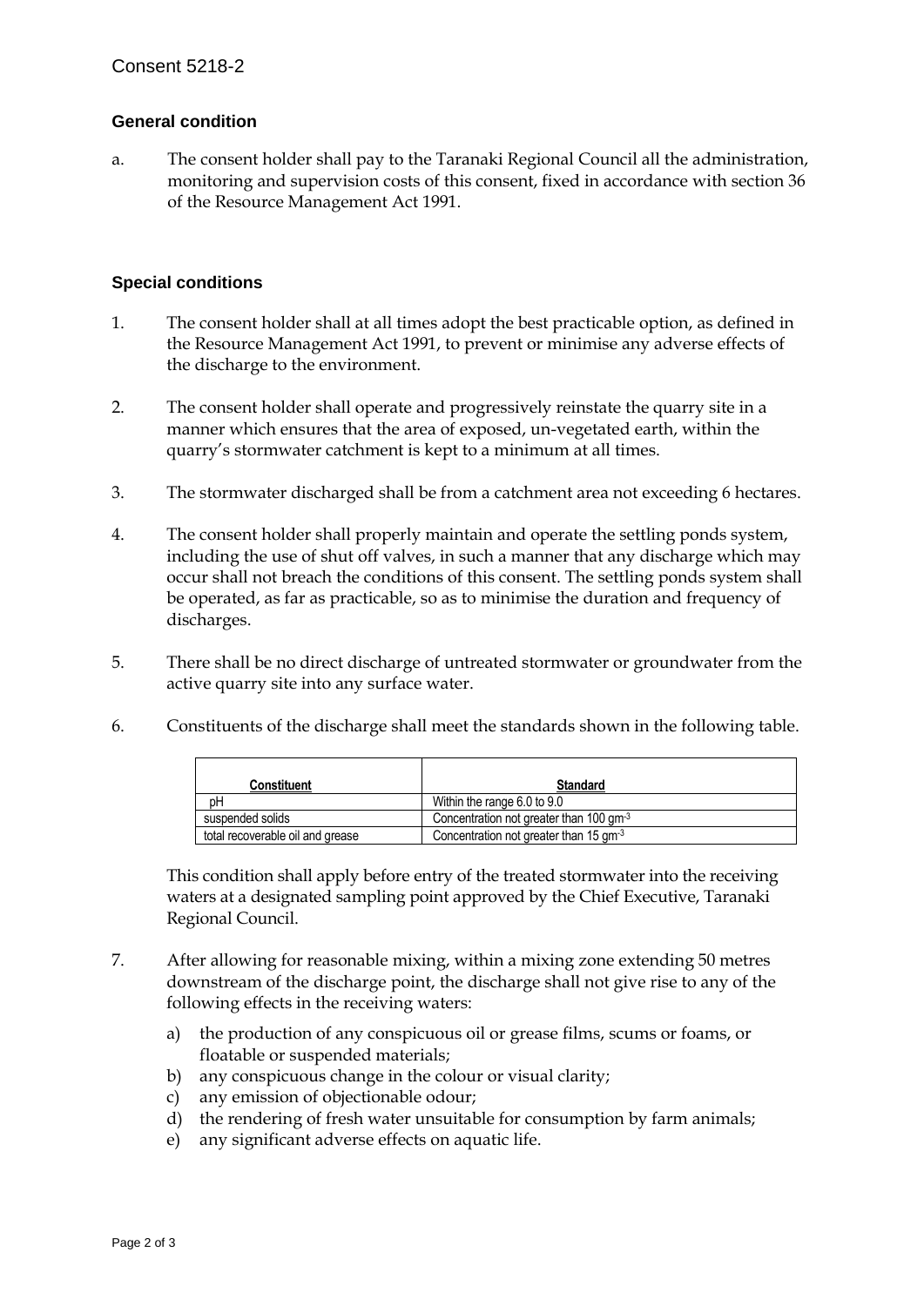Consent 5218-2

## General condition

a. The consent holder shall pay to the Taranaki Regional Council all the administration, monitoring and supervision costs of this consent, fixed in accordance with section 36 of the Resource Management Act 1991.

## Special conditions

1. The consent holder shall at all times adopt the best practicable option, as defined in the Resource Management Act 1991, to prevent or minimise any adverse effects of the discharge to the environment.

2. The consent holder shall operate and progressively reinstate the quarry site in a manner which ensures that the area of exposed, un-vegetated earth, within the quarry's stormwater catchment is kept to a minimum at all times.

3. The stormwater discharged shall be from a catchment area not exceeding 6 hectares.

4. The consent holder shall properly maintain and operate the settling ponds system, including the use of shut off valves, in such a manner that any discharge which may occur shall not breach the conditions of this consent. The settling ponds system shall be operated, as far as practicable, so as to minimise the duration and frequency of discharges.

5. There shall be no direct discharge of untreated stormwater or groundwater from the active quarry site into any surface water.

6. Constituents of the discharge shall meet the standards shown in the following table.

| Constituent | Standard |
|---|---|
| pH | Within the range 6.0 to 9.0 |
| suspended solids | Concentration not greater than 100 $gm^{-3}$ |
| total recoverable oil and grease | Concentration not greater than 15 $gm^{-3}$ |

This condition shall apply before entry of the treated stormwater into the receiving waters at a designated sampling point approved by the Chief Executive, Taranaki Regional Council.

7. After allowing for reasonable mixing, within a mixing zone extending 50 metres downstream of the discharge point, the discharge shall not give rise to any of the following effects in the receiving waters:

   a) the production of any conspicuous oil or grease films, scums or foams, or floatable or suspended materials;
   b) any conspicuous change in the colour or visual clarity;
   c) any emission of objectionable odour;
   d) the rendering of fresh water unsuitable for consumption by farm animals;
   e) any significant adverse effects on aquatic life.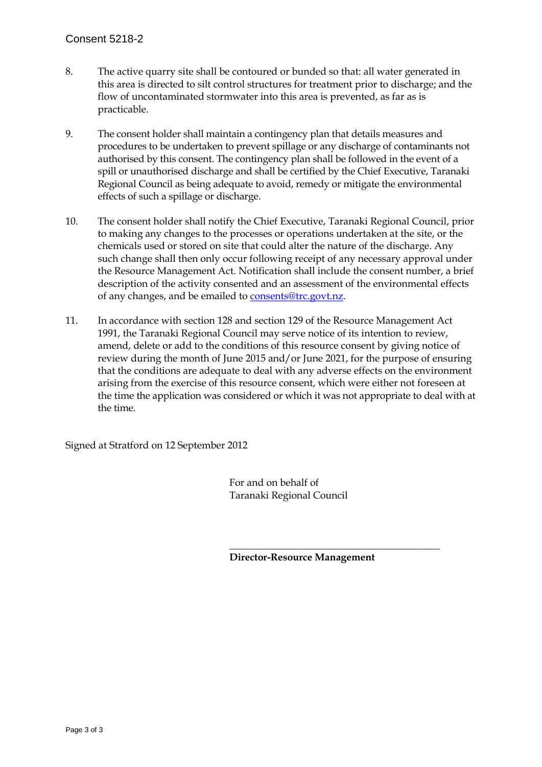8. The active quarry site shall be contoured or bunded so that: all water generated in this area is directed to silt control structures for treatment prior to discharge; and the flow of uncontaminated stormwater into this area is prevented, as far as is practicable.

9. The consent holder shall maintain a contingency plan that details measures and procedures to be undertaken to prevent spillage or any discharge of contaminants not authorised by this consent. The contingency plan shall be followed in the event of a spill or unauthorised discharge and shall be certified by the Chief Executive, Taranaki Regional Council as being adequate to avoid, remedy or mitigate the environmental effects of such a spillage or discharge.

10. The consent holder shall notify the Chief Executive, Taranaki Regional Council, prior to making any changes to the processes or operations undertaken at the site, or the chemicals used or stored on site that could alter the nature of the discharge. Any such change shall then only occur following receipt of any necessary approval under the Resource Management Act. Notification shall include the consent number, a brief description of the activity consented and an assessment of the environmental effects of any changes, and be emailed to consents@trc.govt.nz.

11. In accordance with section 128 and section 129 of the Resource Management Act 1991, the Taranaki Regional Council may serve notice of its intention to review, amend, delete or add to the conditions of this resource consent by giving notice of review during the month of June 2015 and/or June 2021, for the purpose of ensuring that the conditions are adequate to deal with any adverse effects on the environment arising from the exercise of this resource consent, which were either not foreseen at the time the application was considered or which it was not appropriate to deal with at the time.

Signed at Stratford on 12 September 2012

For and on behalf of
Taranaki Regional Council

\_\_\_\_\_\_\_\_\_\_\_\_\_\_\_\_\_\_\_\_\_\_\_\_\_\_\_\_\_\_\_\_\_\_\_\_\_\_\_\_\_\_\_\_

**Director-Resource Management**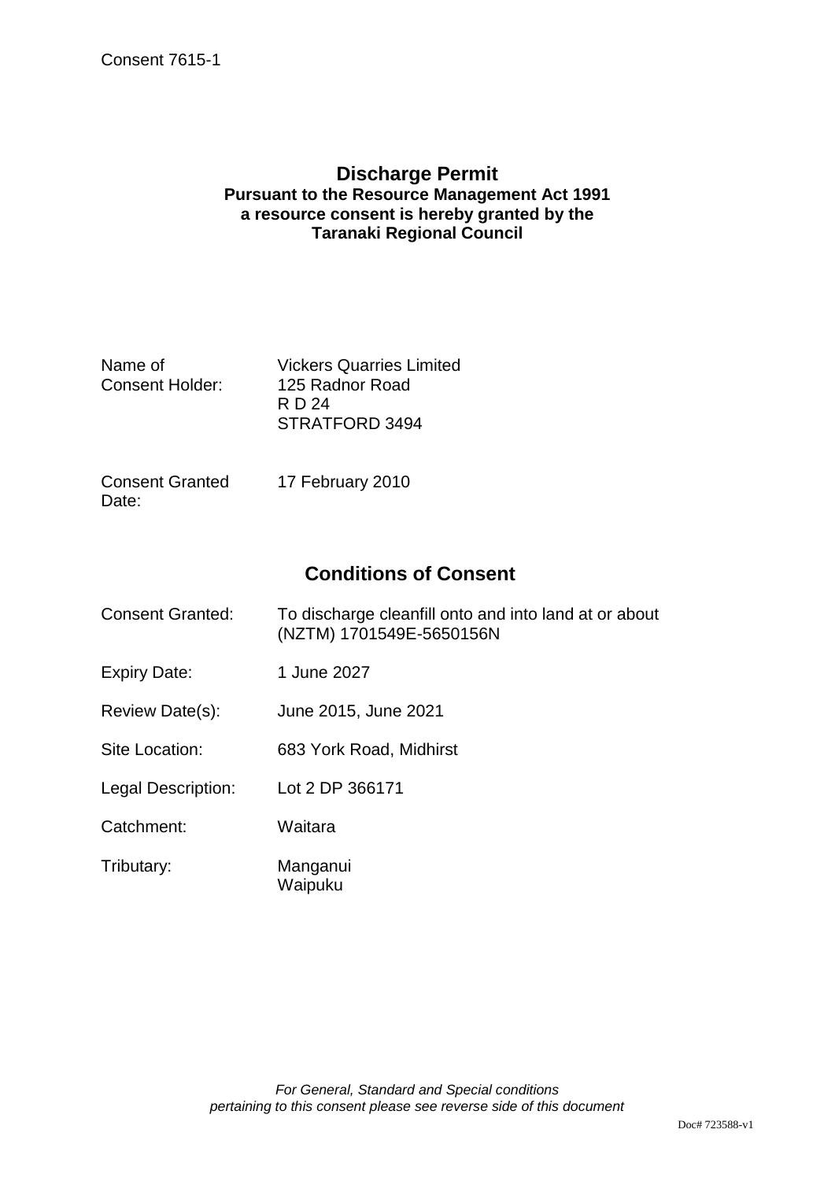Consent 7615-1

# Discharge Permit

**Pursuant to the Resource Management Act 1991**
**a resource consent is hereby granted by the**
**Taranaki Regional Council**

| | |
|---|---|
| Name of Consent Holder: | Vickers Quarries Limited<br>125 Radnor Road<br>R D 24<br>STRATFORD 3494 |
| Consent Granted Date: | 17 February 2010 |

## Conditions of Consent

| | |
|---|---|
| Consent Granted: | To discharge cleanfill onto and into land at or about (NZTM) 1701549E-5650156N |
| Expiry Date: | 1 June 2027 |
| Review Date(s): | June 2015, June 2021 |
| Site Location: | 683 York Road, Midhirst |
| Legal Description: | Lot 2 DP 366171 |
| Catchment: | Waitara |
| Tributary: | Manganui<br>Waipuku |

*For General, Standard and Special conditions pertaining to this consent please see reverse side of this document*

Doc# 723588-v1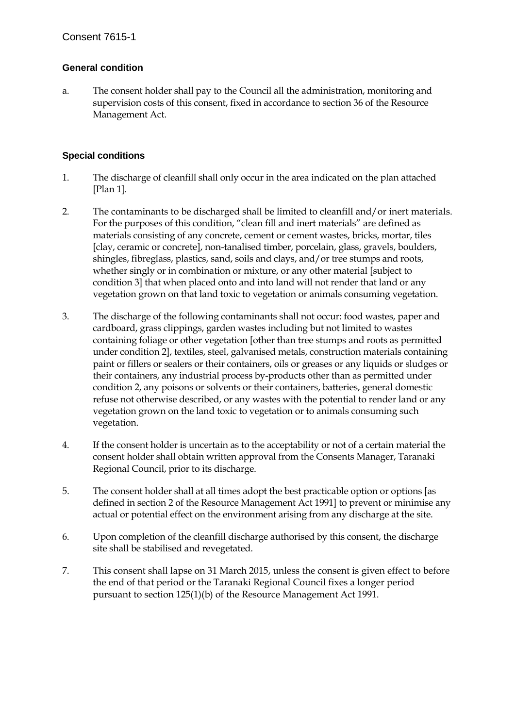Consent 7615-1

### General condition

a. The consent holder shall pay to the Council all the administration, monitoring and supervision costs of this consent, fixed in accordance to section 36 of the Resource Management Act.

### Special conditions

1. The discharge of cleanfill shall only occur in the area indicated on the plan attached [Plan 1].

2. The contaminants to be discharged shall be limited to cleanfill and/or inert materials. For the purposes of this condition, "clean fill and inert materials" are defined as materials consisting of any concrete, cement or cement wastes, bricks, mortar, tiles [clay, ceramic or concrete], non-tanalised timber, porcelain, glass, gravels, boulders, shingles, fibreglass, plastics, sand, soils and clays, and/or tree stumps and roots, whether singly or in combination or mixture, or any other material [subject to condition 3] that when placed onto and into land will not render that land or any vegetation grown on that land toxic to vegetation or animals consuming vegetation.

3. The discharge of the following contaminants shall not occur: food wastes, paper and cardboard, grass clippings, garden wastes including but not limited to wastes containing foliage or other vegetation [other than tree stumps and roots as permitted under condition 2], textiles, steel, galvanised metals, construction materials containing paint or fillers or sealers or their containers, oils or greases or any liquids or sludges or their containers, any industrial process by-products other than as permitted under condition 2, any poisons or solvents or their containers, batteries, general domestic refuse not otherwise described, or any wastes with the potential to render land or any vegetation grown on the land toxic to vegetation or to animals consuming such vegetation.

4. If the consent holder is uncertain as to the acceptability or not of a certain material the consent holder shall obtain written approval from the Consents Manager, Taranaki Regional Council, prior to its discharge.

5. The consent holder shall at all times adopt the best practicable option or options [as defined in section 2 of the Resource Management Act 1991] to prevent or minimise any actual or potential effect on the environment arising from any discharge at the site.

6. Upon completion of the cleanfill discharge authorised by this consent, the discharge site shall be stabilised and revegetated.

7. This consent shall lapse on 31 March 2015, unless the consent is given effect to before the end of that period or the Taranaki Regional Council fixes a longer period pursuant to section 125(1)(b) of the Resource Management Act 1991.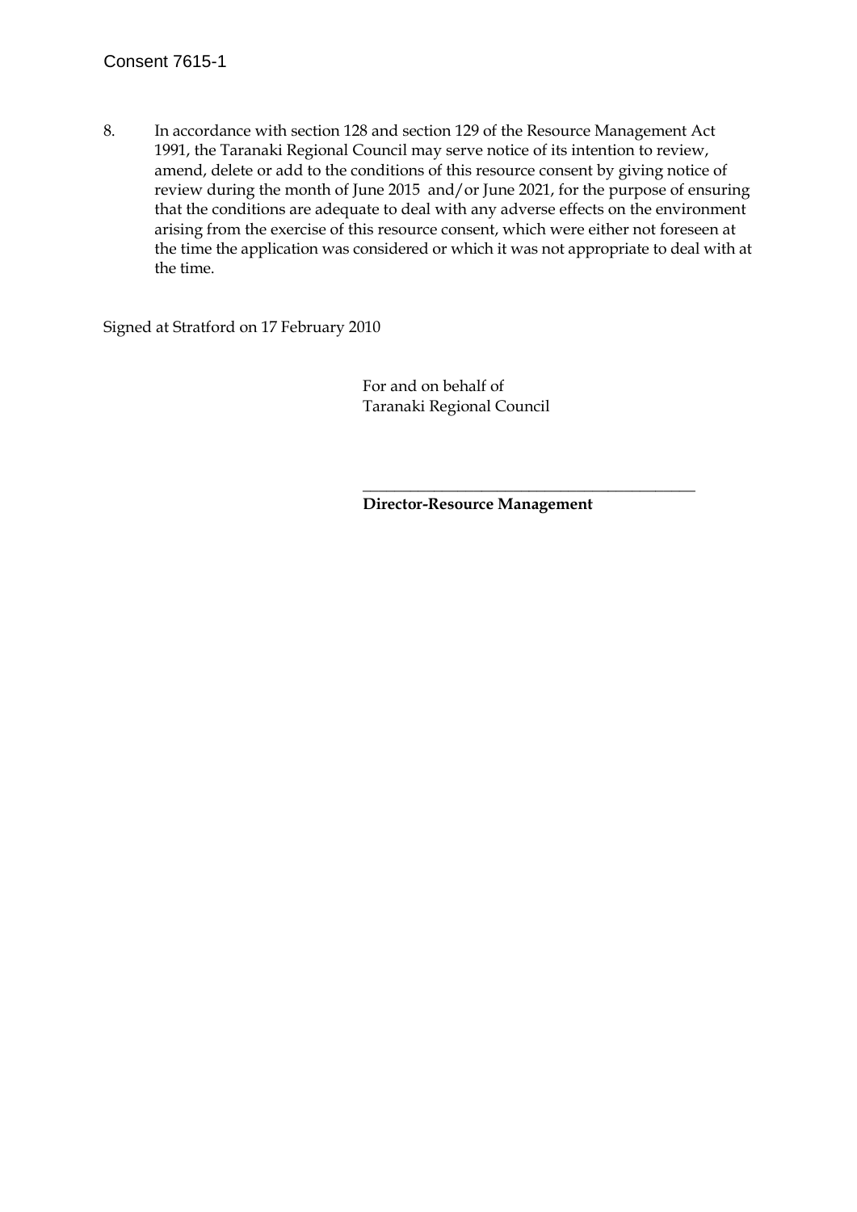8. In accordance with section 128 and section 129 of the Resource Management Act 1991, the Taranaki Regional Council may serve notice of its intention to review, amend, delete or add to the conditions of this resource consent by giving notice of review during the month of June 2015 and/or June 2021, for the purpose of ensuring that the conditions are adequate to deal with any adverse effects on the environment arising from the exercise of this resource consent, which were either not foreseen at the time the application was considered or which it was not appropriate to deal with at the time.

Signed at Stratford on 17 February 2010

For and on behalf of
Taranaki Regional Council

\_\_\_\_\_\_\_\_\_\_\_\_\_\_\_\_\_\_\_\_\_\_\_\_\_\_\_\_\_\_\_\_\_\_\_\_\_\_\_\_

**Director-Resource Management**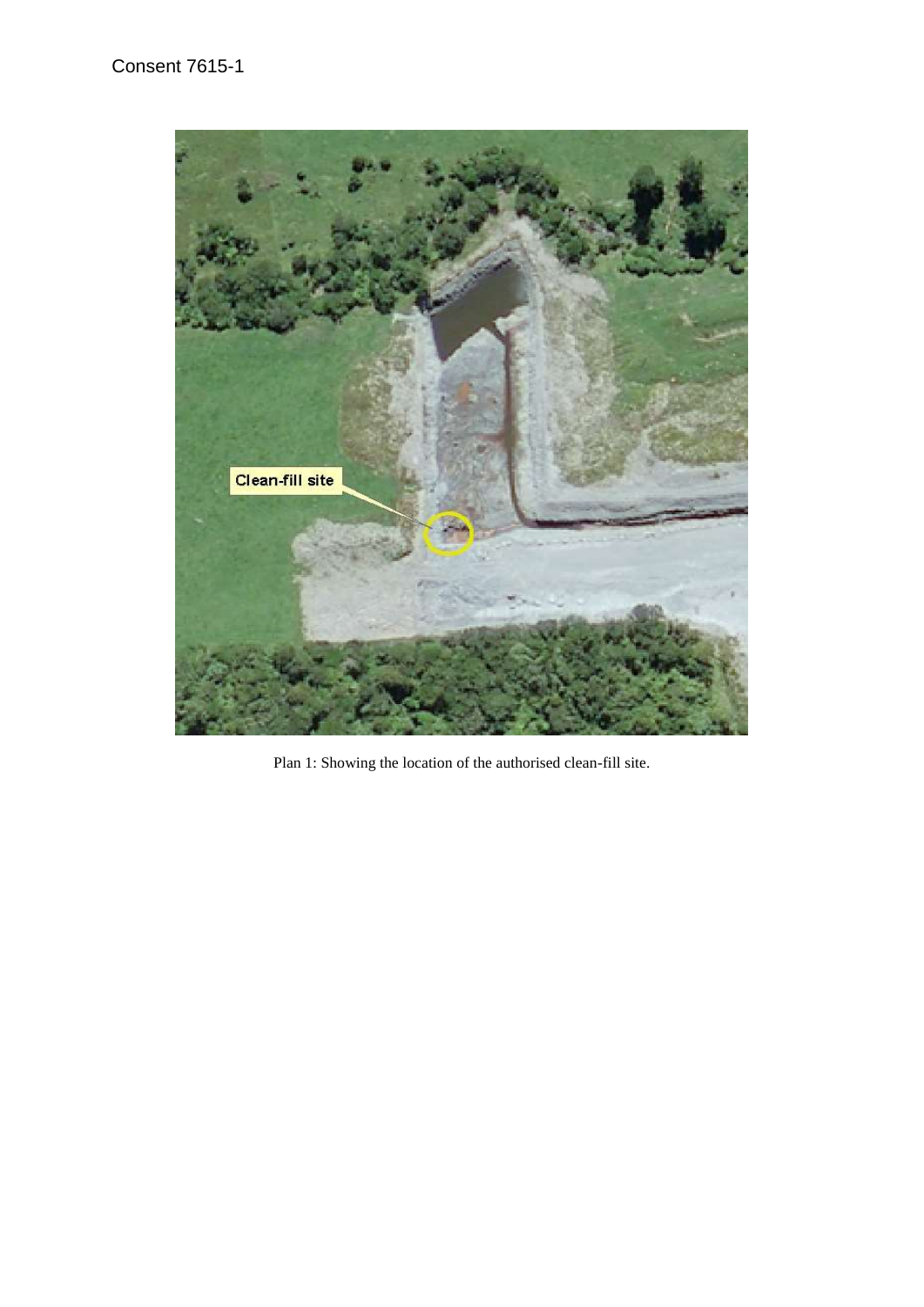Plan 1: Showing the location of the authorised clean-fill site.